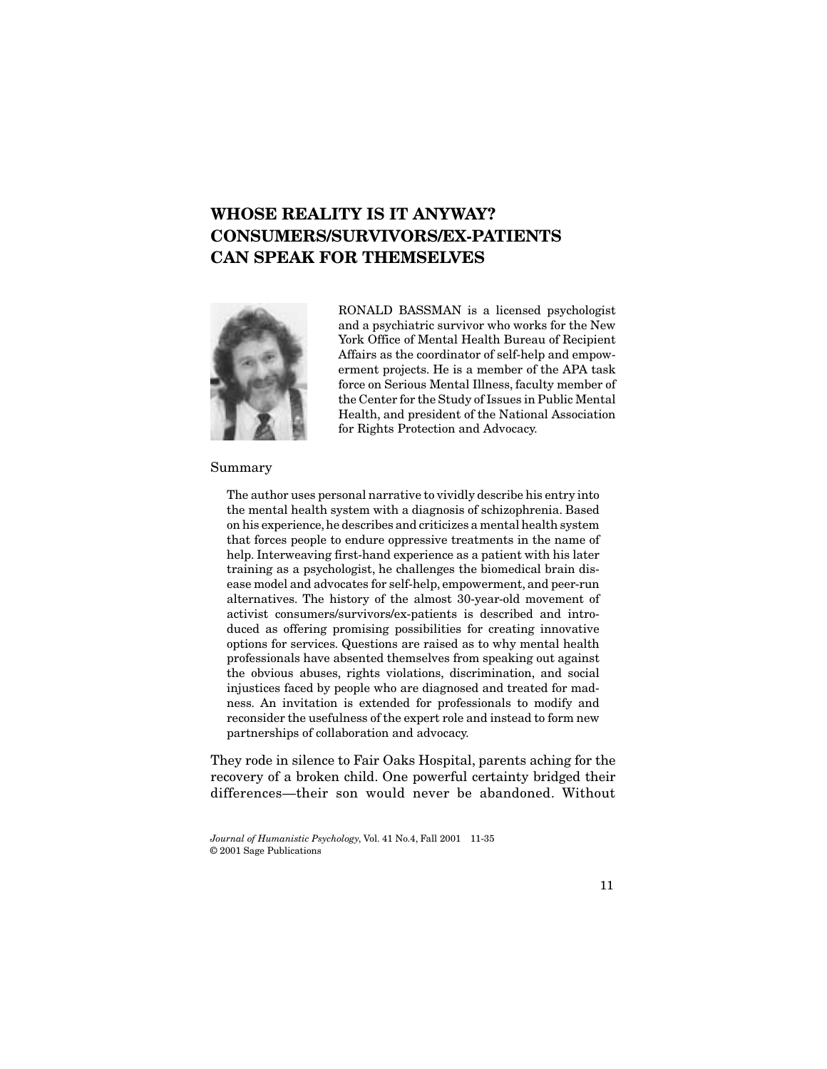# WHOSE REALITY IS IT ANYWAY? CONSUMERS/SURVIVORS/EX-PATIENTS CAN SPEAK FOR THEMSELVES

RONALD BASSMAN is a licensed psychologist and a psychiatric survivor who works for the New York Office of Mental Health Bureau of Recipient Affairs as the coordinator of self-help and empowerment projects. He is a member of the APA task force on Serious Mental Illness, faculty member of the Center for the Study of Issues in Public Mental Health, and president of the National Association for Rights Protection and Advocacy.

## Summary

The author uses personal narrative to vividly describe his entry into the mental health system with a diagnosis of schizophrenia. Based on his experience, he describes and criticizes a mental health system that forces people to endure oppressive treatments in the name of help. Interweaving first-hand experience as a patient with his later training as a psychologist, he challenges the biomedical brain disease model and advocates for self-help, empowerment, and peer-run alternatives. The history of the almost 30-year-old movement of activist consumers/survivors/ex-patients is described and introduced as offering promising possibilities for creating innovative options for services. Questions are raised as to why mental health professionals have absented themselves from speaking out against the obvious abuses, rights violations, discrimination, and social injustices faced by people who are diagnosed and treated for madness. An invitation is extended for professionals to modify and reconsider the usefulness of the expert role and instead to form new partnerships of collaboration and advocacy.

They rode in silence to Fair Oaks Hospital, parents aching for the recovery of a broken child. One powerful certainty bridged their differences—their son would never be abandoned. Without

*Journal of Humanistic Psychology*, Vol. 41 No.4, Fall 2001 11-35
© 2001 Sage Publications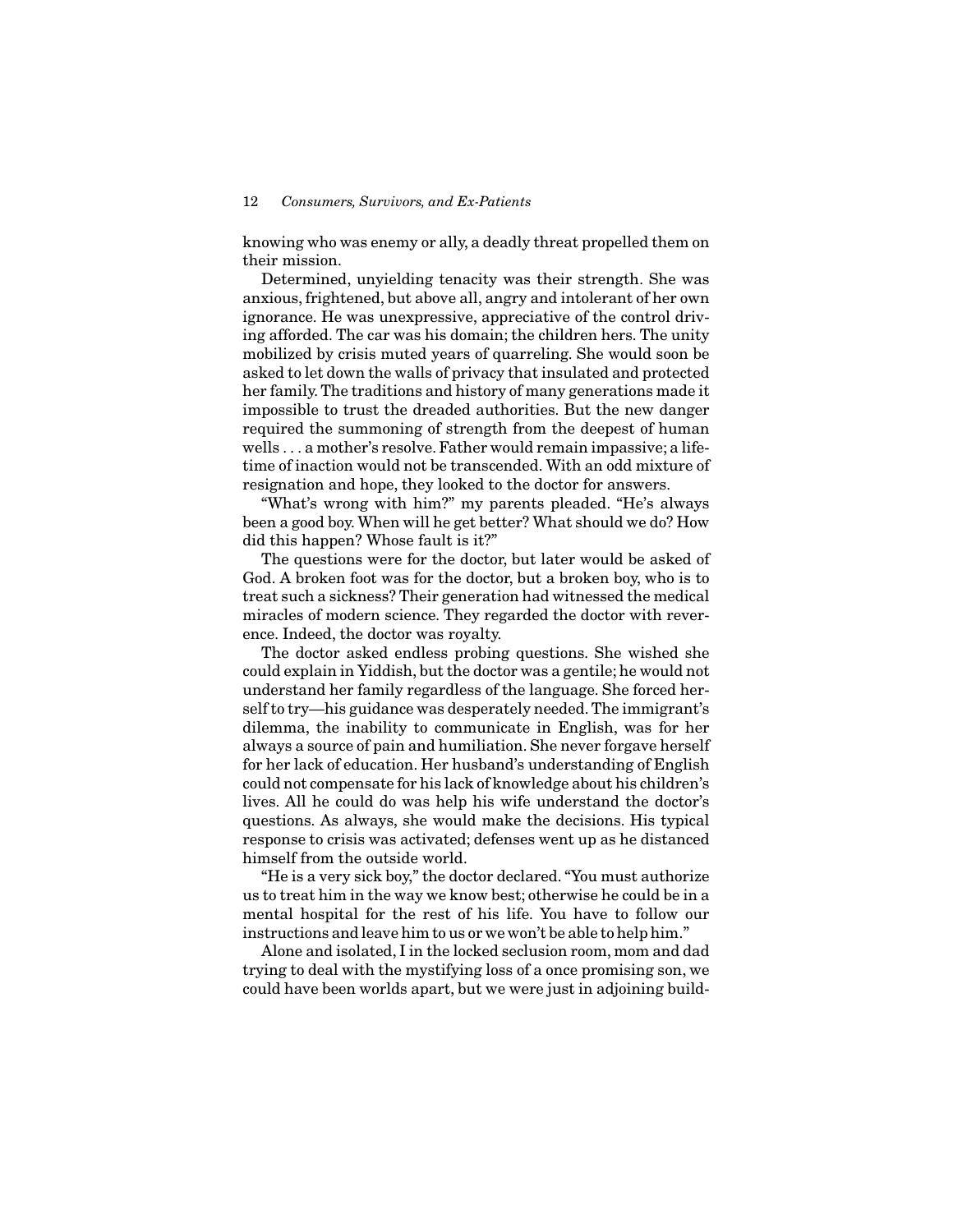knowing who was enemy or ally, a deadly threat propelled them on their mission.

Determined, unyielding tenacity was their strength. She was anxious, frightened, but above all, angry and intolerant of her own ignorance. He was unexpressive, appreciative of the control driving afforded. The car was his domain; the children hers. The unity mobilized by crisis muted years of quarreling. She would soon be asked to let down the walls of privacy that insulated and protected her family. The traditions and history of many generations made it impossible to trust the dreaded authorities. But the new danger required the summoning of strength from the deepest of human wells . . . a mother's resolve. Father would remain impassive; a lifetime of inaction would not be transcended. With an odd mixture of resignation and hope, they looked to the doctor for answers.

"What's wrong with him?" my parents pleaded. "He's always been a good boy. When will he get better? What should we do? How did this happen? Whose fault is it?"

The questions were for the doctor, but later would be asked of God. A broken foot was for the doctor, but a broken boy, who is to treat such a sickness? Their generation had witnessed the medical miracles of modern science. They regarded the doctor with reverence. Indeed, the doctor was royalty.

The doctor asked endless probing questions. She wished she could explain in Yiddish, but the doctor was a gentile; he would not understand her family regardless of the language. She forced herself to try—his guidance was desperately needed. The immigrant's dilemma, the inability to communicate in English, was for her always a source of pain and humiliation. She never forgave herself for her lack of education. Her husband's understanding of English could not compensate for his lack of knowledge about his children's lives. All he could do was help his wife understand the doctor's questions. As always, she would make the decisions. His typical response to crisis was activated; defenses went up as he distanced himself from the outside world.

"He is a very sick boy," the doctor declared. "You must authorize us to treat him in the way we know best; otherwise he could be in a mental hospital for the rest of his life. You have to follow our instructions and leave him to us or we won't be able to help him."

Alone and isolated, I in the locked seclusion room, mom and dad trying to deal with the mystifying loss of a once promising son, we could have been worlds apart, but we were just in adjoining build-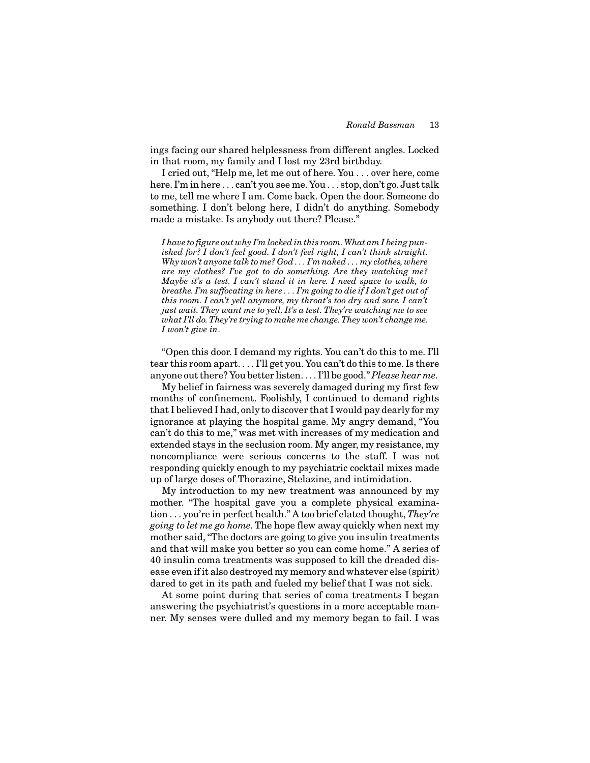ings facing our shared helplessness from different angles. Locked in that room, my family and I lost my 23rd birthday.

I cried out, "Help me, let me out of here. You . . . over here, come here. I'm in here . . . can't you see me. You . . . stop, don't go. Just talk to me, tell me where I am. Come back. Open the door. Someone do something. I don't belong here, I didn't do anything. Somebody made a mistake. Is anybody out there? Please."

> *I have to figure out why I'm locked in this room. What am I being punished for? I don't feel good. I don't feel right, I can't think straight. Why won't anyone talk to me? God . . . I'm naked . . . my clothes, where are my clothes? I've got to do something. Are they watching me? Maybe it's a test. I can't stand it in here. I need space to walk, to breathe. I'm suffocating in here . . . I'm going to die if I don't get out of this room. I can't yell anymore, my throat's too dry and sore. I can't just wait. They want me to yell. It's a test. They're watching me to see what I'll do. They're trying to make me change. They won't change me. I won't give in.*

"Open this door. I demand my rights. You can't do this to me. I'll tear this room apart. . . . I'll get you. You can't do this to me. Is there anyone out there? You better listen. . . . I'll be good." *Please hear me.*

My belief in fairness was severely damaged during my first few months of confinement. Foolishly, I continued to demand rights that I believed I had, only to discover that I would pay dearly for my ignorance at playing the hospital game. My angry demand, "You can't do this to me," was met with increases of my medication and extended stays in the seclusion room. My anger, my resistance, my noncompliance were serious concerns to the staff. I was not responding quickly enough to my psychiatric cocktail mixes made up of large doses of Thorazine, Stelazine, and intimidation.

My introduction to my new treatment was announced by my mother. "The hospital gave you a complete physical examination . . . you're in perfect health." A too brief elated thought, *They're going to let me go home*. The hope flew away quickly when next my mother said, "The doctors are going to give you insulin treatments and that will make you better so you can come home." A series of 40 insulin coma treatments was supposed to kill the dreaded disease even if it also destroyed my memory and whatever else (spirit) dared to get in its path and fueled my belief that I was not sick.

At some point during that series of coma treatments I began answering the psychiatrist's questions in a more acceptable manner. My senses were dulled and my memory began to fail. I was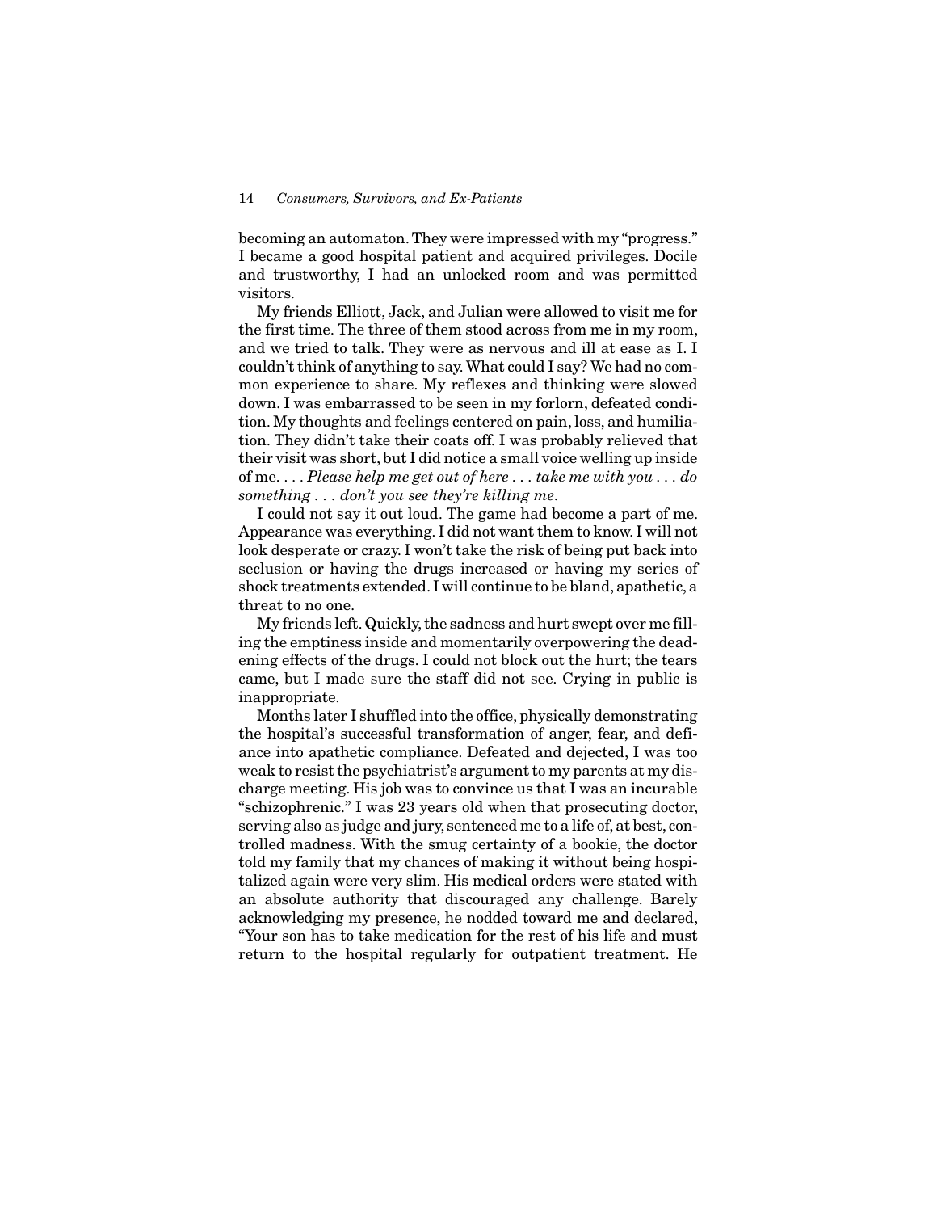becoming an automaton. They were impressed with my "progress." I became a good hospital patient and acquired privileges. Docile and trustworthy, I had an unlocked room and was permitted visitors.

My friends Elliott, Jack, and Julian were allowed to visit me for the first time. The three of them stood across from me in my room, and we tried to talk. They were as nervous and ill at ease as I. I couldn't think of anything to say. What could I say? We had no common experience to share. My reflexes and thinking were slowed down. I was embarrassed to be seen in my forlorn, defeated condition. My thoughts and feelings centered on pain, loss, and humiliation. They didn't take their coats off. I was probably relieved that their visit was short, but I did notice a small voice welling up inside of me. . . . *Please help me get out of here . . . take me with you . . . do something . . . don't you see they're killing me.*

I could not say it out loud. The game had become a part of me. Appearance was everything. I did not want them to know. I will not look desperate or crazy. I won't take the risk of being put back into seclusion or having the drugs increased or having my series of shock treatments extended. I will continue to be bland, apathetic, a threat to no one.

My friends left. Quickly, the sadness and hurt swept over me filling the emptiness inside and momentarily overpowering the deadening effects of the drugs. I could not block out the hurt; the tears came, but I made sure the staff did not see. Crying in public is inappropriate.

Months later I shuffled into the office, physically demonstrating the hospital's successful transformation of anger, fear, and defiance into apathetic compliance. Defeated and dejected, I was too weak to resist the psychiatrist's argument to my parents at my discharge meeting. His job was to convince us that I was an incurable "schizophrenic." I was 23 years old when that prosecuting doctor, serving also as judge and jury, sentenced me to a life of, at best, controlled madness. With the smug certainty of a bookie, the doctor told my family that my chances of making it without being hospitalized again were very slim. His medical orders were stated with an absolute authority that discouraged any challenge. Barely acknowledging my presence, he nodded toward me and declared, "Your son has to take medication for the rest of his life and must return to the hospital regularly for outpatient treatment. He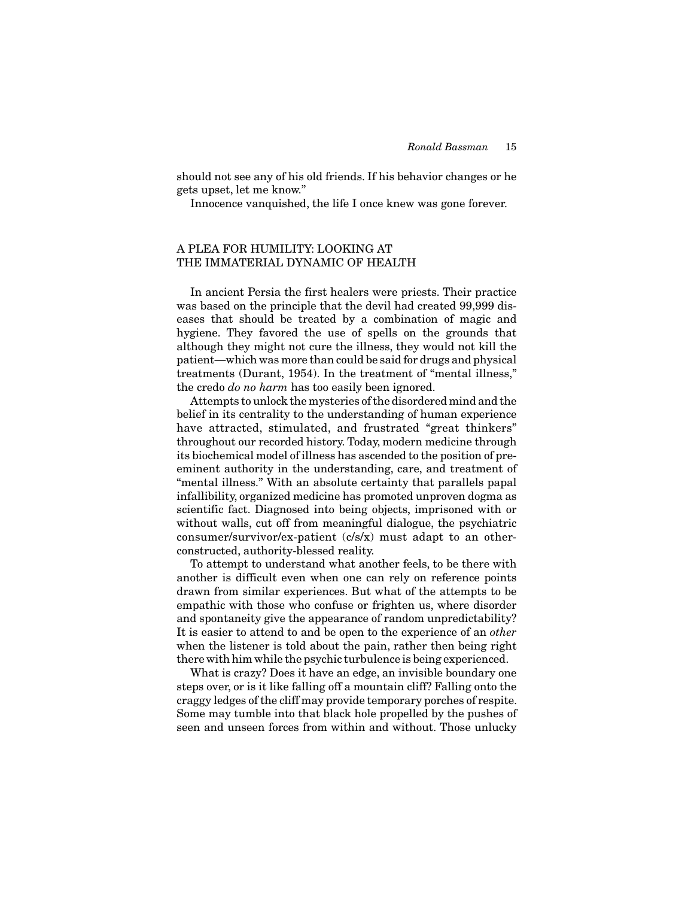should not see any of his old friends. If his behavior changes or he gets upset, let me know."

Innocence vanquished, the life I once knew was gone forever.

## A PLEA FOR HUMILITY: LOOKING AT THE IMMATERIAL DYNAMIC OF HEALTH

In ancient Persia the first healers were priests. Their practice was based on the principle that the devil had created 99,999 diseases that should be treated by a combination of magic and hygiene. They favored the use of spells on the grounds that although they might not cure the illness, they would not kill the patient—which was more than could be said for drugs and physical treatments (Durant, 1954). In the treatment of "mental illness," the credo *do no harm* has too easily been ignored.

Attempts to unlock the mysteries of the disordered mind and the belief in its centrality to the understanding of human experience have attracted, stimulated, and frustrated "great thinkers" throughout our recorded history. Today, modern medicine through its biochemical model of illness has ascended to the position of preeminent authority in the understanding, care, and treatment of "mental illness." With an absolute certainty that parallels papal infallibility, organized medicine has promoted unproven dogma as scientific fact. Diagnosed into being objects, imprisoned with or without walls, cut off from meaningful dialogue, the psychiatric consumer/survivor/ex-patient (c/s/x) must adapt to an other-constructed, authority-blessed reality.

To attempt to understand what another feels, to be there with another is difficult even when one can rely on reference points drawn from similar experiences. But what of the attempts to be empathic with those who confuse or frighten us, where disorder and spontaneity give the appearance of random unpredictability? It is easier to attend to and be open to the experience of an *other* when the listener is told about the pain, rather then being right there with him while the psychic turbulence is being experienced.

What is crazy? Does it have an edge, an invisible boundary one steps over, or is it like falling off a mountain cliff? Falling onto the craggy ledges of the cliff may provide temporary porches of respite. Some may tumble into that black hole propelled by the pushes of seen and unseen forces from within and without. Those unlucky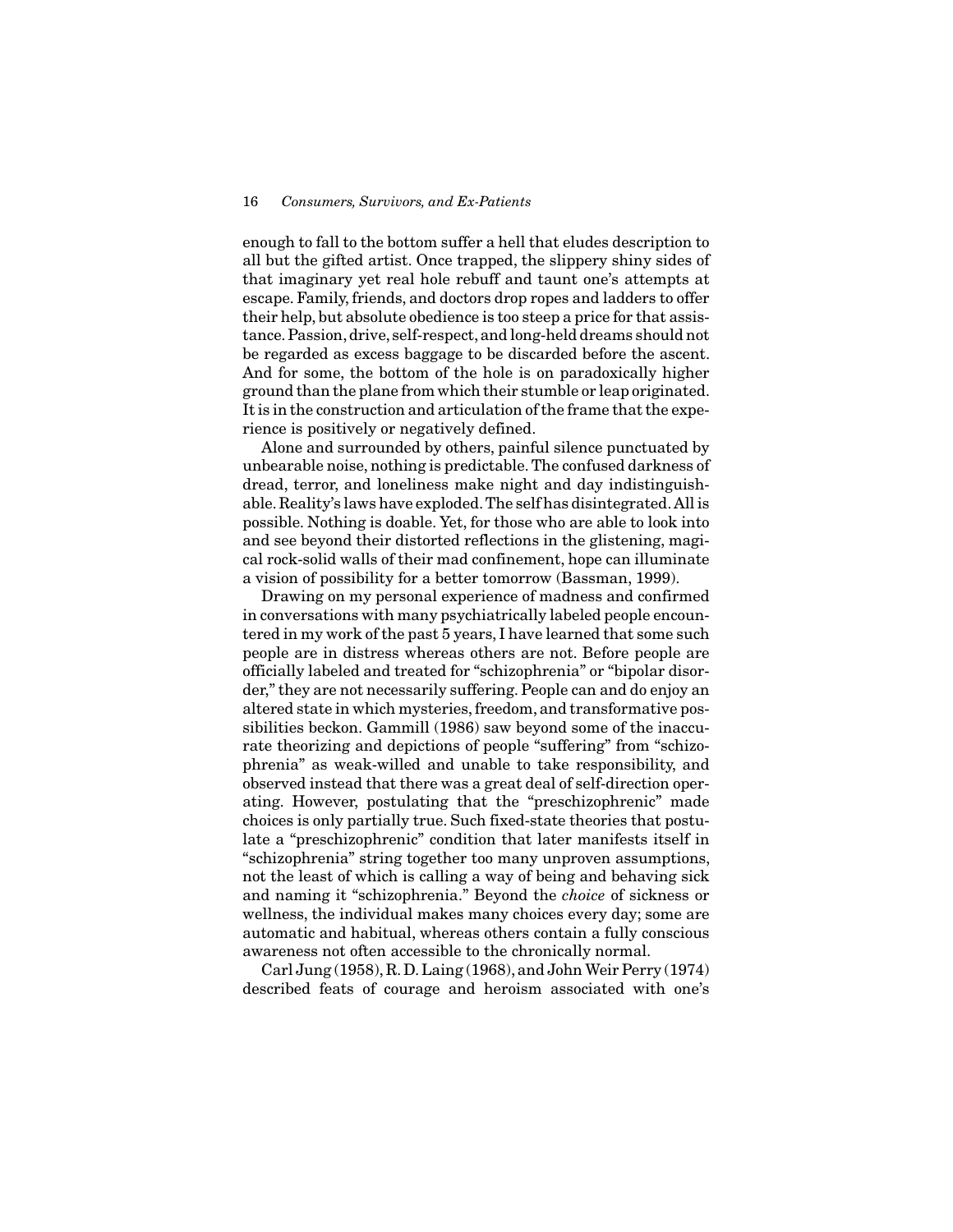enough to fall to the bottom suffer a hell that eludes description to all but the gifted artist. Once trapped, the slippery shiny sides of that imaginary yet real hole rebuff and taunt one's attempts at escape. Family, friends, and doctors drop ropes and ladders to offer their help, but absolute obedience is too steep a price for that assistance. Passion, drive, self-respect, and long-held dreams should not be regarded as excess baggage to be discarded before the ascent. And for some, the bottom of the hole is on paradoxically higher ground than the plane from which their stumble or leap originated. It is in the construction and articulation of the frame that the experience is positively or negatively defined.

Alone and surrounded by others, painful silence punctuated by unbearable noise, nothing is predictable. The confused darkness of dread, terror, and loneliness make night and day indistinguishable. Reality's laws have exploded. The self has disintegrated. All is possible. Nothing is doable. Yet, for those who are able to look into and see beyond their distorted reflections in the glistening, magical rock-solid walls of their mad confinement, hope can illuminate a vision of possibility for a better tomorrow (Bassman, 1999).

Drawing on my personal experience of madness and confirmed in conversations with many psychiatrically labeled people encountered in my work of the past 5 years, I have learned that some such people are in distress whereas others are not. Before people are officially labeled and treated for "schizophrenia" or "bipolar disorder," they are not necessarily suffering. People can and do enjoy an altered state in which mysteries, freedom, and transformative possibilities beckon. Gammill (1986) saw beyond some of the inaccurate theorizing and depictions of people "suffering" from "schizophrenia" as weak-willed and unable to take responsibility, and observed instead that there was a great deal of self-direction operating. However, postulating that the "preschizophrenic" made choices is only partially true. Such fixed-state theories that postulate a "preschizophrenic" condition that later manifests itself in "schizophrenia" string together too many unproven assumptions, not the least of which is calling a way of being and behaving sick and naming it "schizophrenia." Beyond the *choice* of sickness or wellness, the individual makes many choices every day; some are automatic and habitual, whereas others contain a fully conscious awareness not often accessible to the chronically normal.

Carl Jung (1958), R. D. Laing (1968), and John Weir Perry (1974) described feats of courage and heroism associated with one's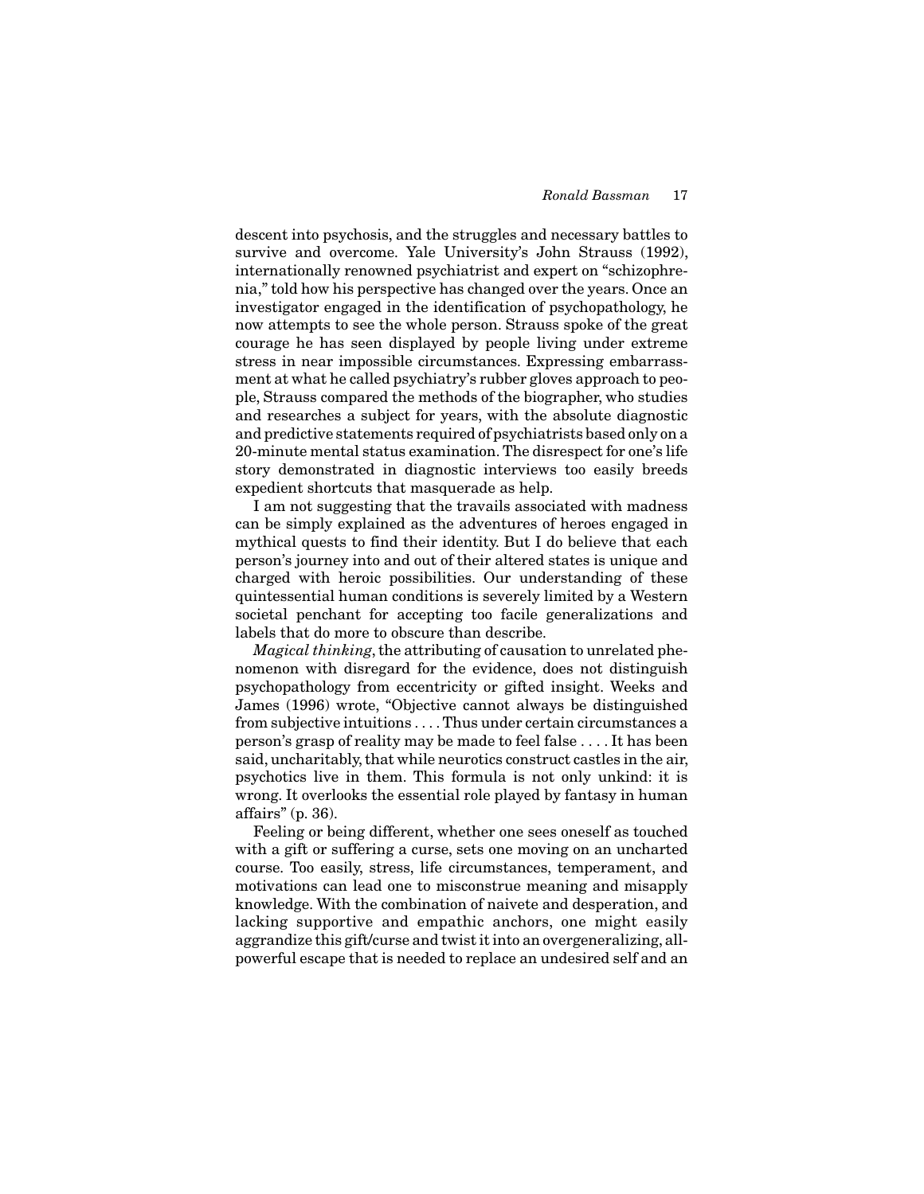descent into psychosis, and the struggles and necessary battles to survive and overcome. Yale University's John Strauss (1992), internationally renowned psychiatrist and expert on "schizophrenia," told how his perspective has changed over the years. Once an investigator engaged in the identification of psychopathology, he now attempts to see the whole person. Strauss spoke of the great courage he has seen displayed by people living under extreme stress in near impossible circumstances. Expressing embarrassment at what he called psychiatry's rubber gloves approach to people, Strauss compared the methods of the biographer, who studies and researches a subject for years, with the absolute diagnostic and predictive statements required of psychiatrists based only on a 20-minute mental status examination. The disrespect for one's life story demonstrated in diagnostic interviews too easily breeds expedient shortcuts that masquerade as help.

I am not suggesting that the travails associated with madness can be simply explained as the adventures of heroes engaged in mythical quests to find their identity. But I do believe that each person's journey into and out of their altered states is unique and charged with heroic possibilities. Our understanding of these quintessential human conditions is severely limited by a Western societal penchant for accepting too facile generalizations and labels that do more to obscure than describe.

*Magical thinking*, the attributing of causation to unrelated phenomenon with disregard for the evidence, does not distinguish psychopathology from eccentricity or gifted insight. Weeks and James (1996) wrote, "Objective cannot always be distinguished from subjective intuitions . . . . Thus under certain circumstances a person's grasp of reality may be made to feel false . . . . It has been said, uncharitably, that while neurotics construct castles in the air, psychotics live in them. This formula is not only unkind: it is wrong. It overlooks the essential role played by fantasy in human affairs" (p. 36).

Feeling or being different, whether one sees oneself as touched with a gift or suffering a curse, sets one moving on an uncharted course. Too easily, stress, life circumstances, temperament, and motivations can lead one to misconstrue meaning and misapply knowledge. With the combination of naivete and desperation, and lacking supportive and empathic anchors, one might easily aggrandize this gift/curse and twist it into an overgeneralizing, all-powerful escape that is needed to replace an undesired self and an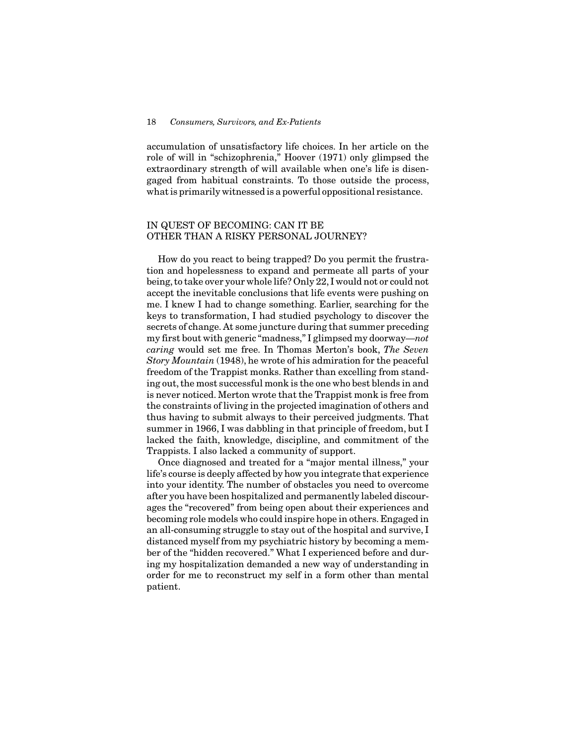accumulation of unsatisfactory life choices. In her article on the role of will in "schizophrenia," Hoover (1971) only glimpsed the extraordinary strength of will available when one's life is disengaged from habitual constraints. To those outside the process, what is primarily witnessed is a powerful oppositional resistance.

## IN QUEST OF BECOMING: CAN IT BE OTHER THAN A RISKY PERSONAL JOURNEY?

How do you react to being trapped? Do you permit the frustration and hopelessness to expand and permeate all parts of your being, to take over your whole life? Only 22, I would not or could not accept the inevitable conclusions that life events were pushing on me. I knew I had to change something. Earlier, searching for the keys to transformation, I had studied psychology to discover the secrets of change. At some juncture during that summer preceding my first bout with generic "madness," I glimpsed my doorway—*not caring* would set me free. In Thomas Merton's book, *The Seven Story Mountain* (1948), he wrote of his admiration for the peaceful freedom of the Trappist monks. Rather than excelling from standing out, the most successful monk is the one who best blends in and is never noticed. Merton wrote that the Trappist monk is free from the constraints of living in the projected imagination of others and thus having to submit always to their perceived judgments. That summer in 1966, I was dabbling in that principle of freedom, but I lacked the faith, knowledge, discipline, and commitment of the Trappists. I also lacked a community of support.

Once diagnosed and treated for a "major mental illness," your life's course is deeply affected by how you integrate that experience into your identity. The number of obstacles you need to overcome after you have been hospitalized and permanently labeled discourages the "recovered" from being open about their experiences and becoming role models who could inspire hope in others. Engaged in an all-consuming struggle to stay out of the hospital and survive, I distanced myself from my psychiatric history by becoming a member of the "hidden recovered." What I experienced before and during my hospitalization demanded a new way of understanding in order for me to reconstruct my self in a form other than mental patient.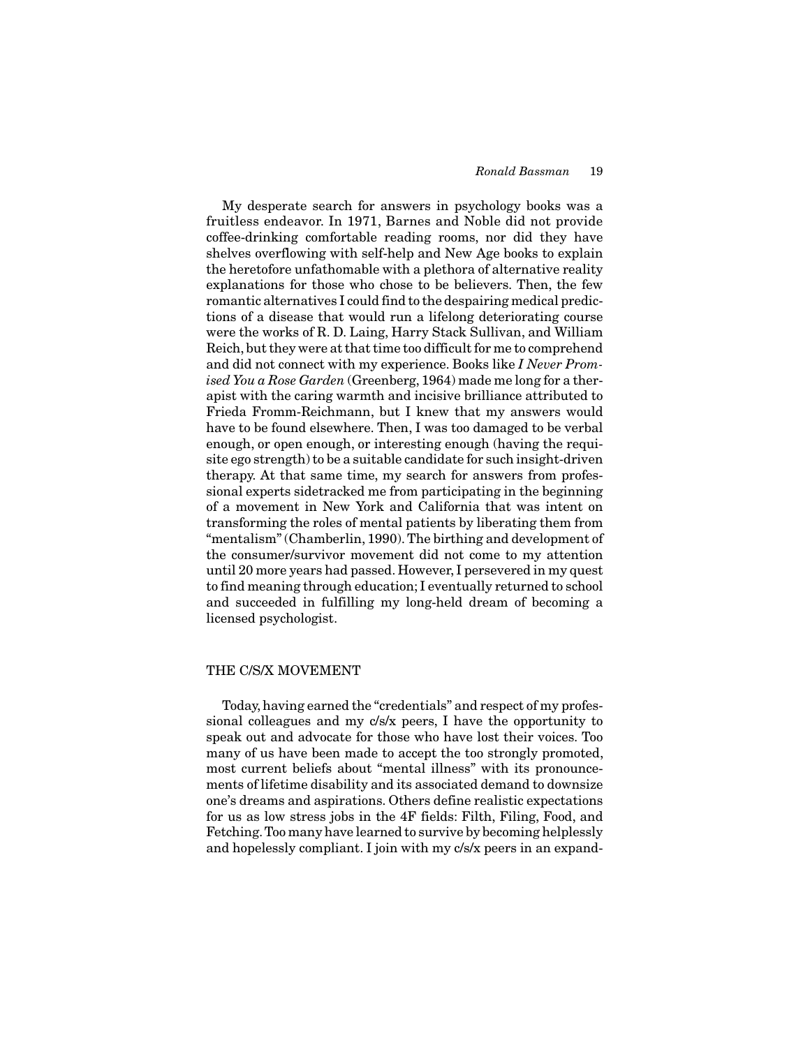My desperate search for answers in psychology books was a fruitless endeavor. In 1971, Barnes and Noble did not provide coffee-drinking comfortable reading rooms, nor did they have shelves overflowing with self-help and New Age books to explain the heretofore unfathomable with a plethora of alternative reality explanations for those who chose to be believers. Then, the few romantic alternatives I could find to the despairing medical predictions of a disease that would run a lifelong deteriorating course were the works of R. D. Laing, Harry Stack Sullivan, and William Reich, but they were at that time too difficult for me to comprehend and did not connect with my experience. Books like *I Never Promised You a Rose Garden* (Greenberg, 1964) made me long for a therapist with the caring warmth and incisive brilliance attributed to Frieda Fromm-Reichmann, but I knew that my answers would have to be found elsewhere. Then, I was too damaged to be verbal enough, or open enough, or interesting enough (having the requisite ego strength) to be a suitable candidate for such insight-driven therapy. At that same time, my search for answers from professional experts sidetracked me from participating in the beginning of a movement in New York and California that was intent on transforming the roles of mental patients by liberating them from "mentalism" (Chamberlin, 1990). The birthing and development of the consumer/survivor movement did not come to my attention until 20 more years had passed. However, I persevered in my quest to find meaning through education; I eventually returned to school and succeeded in fulfilling my long-held dream of becoming a licensed psychologist.

## THE C/S/X MOVEMENT

Today, having earned the "credentials" and respect of my professional colleagues and my c/s/x peers, I have the opportunity to speak out and advocate for those who have lost their voices. Too many of us have been made to accept the too strongly promoted, most current beliefs about "mental illness" with its pronouncements of lifetime disability and its associated demand to downsize one's dreams and aspirations. Others define realistic expectations for us as low stress jobs in the 4F fields: Filth, Filing, Food, and Fetching. Too many have learned to survive by becoming helplessly and hopelessly compliant. I join with my c/s/x peers in an expand-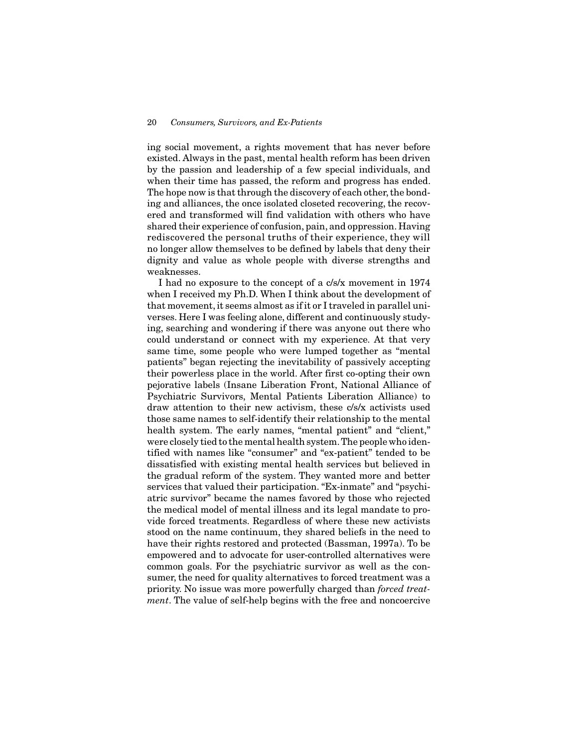ing social movement, a rights movement that has never before existed. Always in the past, mental health reform has been driven by the passion and leadership of a few special individuals, and when their time has passed, the reform and progress has ended. The hope now is that through the discovery of each other, the bonding and alliances, the once isolated closeted recovering, the recovered and transformed will find validation with others who have shared their experience of confusion, pain, and oppression. Having rediscovered the personal truths of their experience, they will no longer allow themselves to be defined by labels that deny their dignity and value as whole people with diverse strengths and weaknesses.

I had no exposure to the concept of a c/s/x movement in 1974 when I received my Ph.D. When I think about the development of that movement, it seems almost as if it or I traveled in parallel universes. Here I was feeling alone, different and continuously studying, searching and wondering if there was anyone out there who could understand or connect with my experience. At that very same time, some people who were lumped together as "mental patients" began rejecting the inevitability of passively accepting their powerless place in the world. After first co-opting their own pejorative labels (Insane Liberation Front, National Alliance of Psychiatric Survivors, Mental Patients Liberation Alliance) to draw attention to their new activism, these c/s/x activists used those same names to self-identify their relationship to the mental health system. The early names, "mental patient" and "client," were closely tied to the mental health system. The people who identified with names like "consumer" and "ex-patient" tended to be dissatisfied with existing mental health services but believed in the gradual reform of the system. They wanted more and better services that valued their participation. "Ex-inmate" and "psychiatric survivor" became the names favored by those who rejected the medical model of mental illness and its legal mandate to provide forced treatments. Regardless of where these new activists stood on the name continuum, they shared beliefs in the need to have their rights restored and protected (Bassman, 1997a). To be empowered and to advocate for user-controlled alternatives were common goals. For the psychiatric survivor as well as the consumer, the need for quality alternatives to forced treatment was a priority. No issue was more powerfully charged than *forced treatment*. The value of self-help begins with the free and noncoercive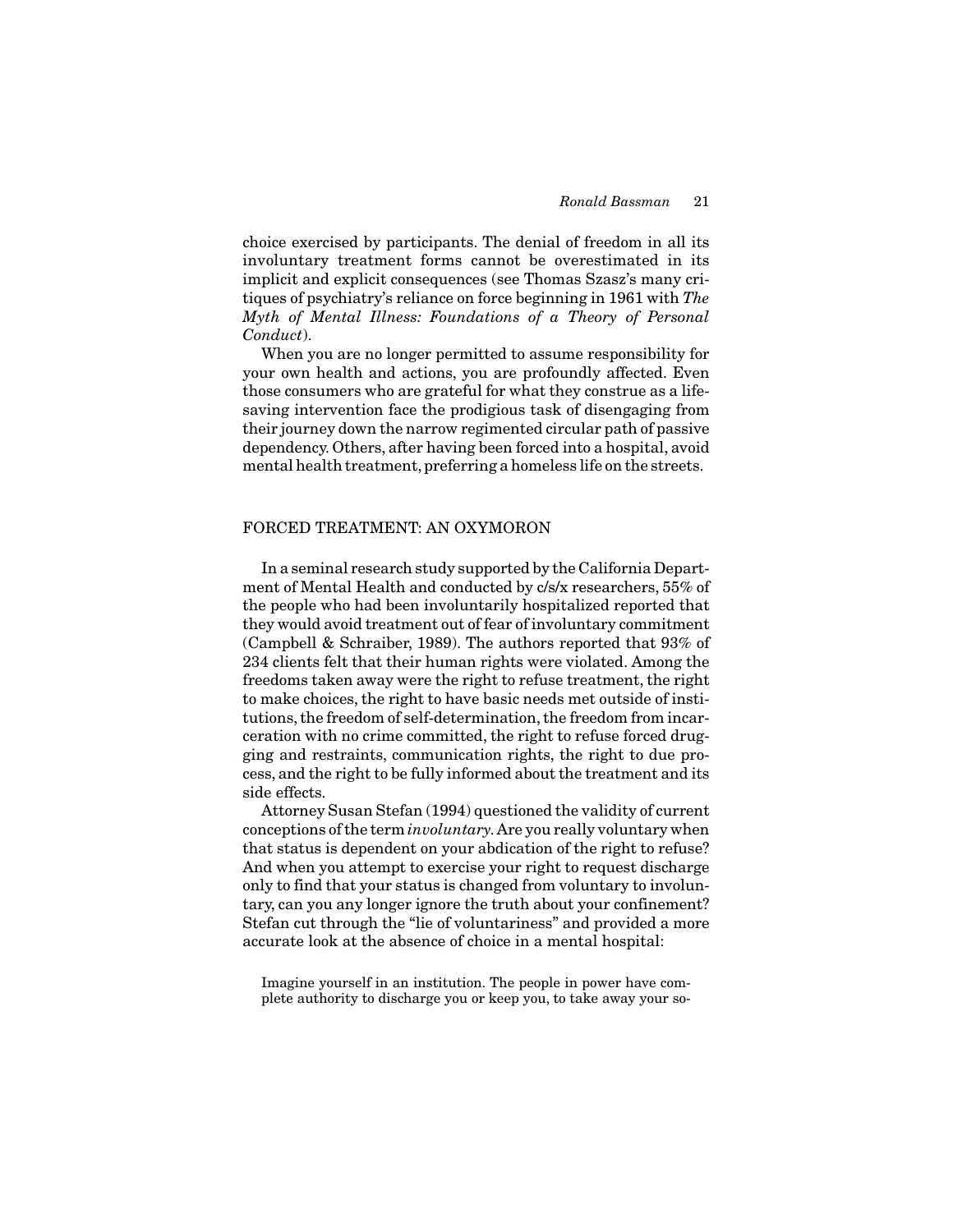choice exercised by participants. The denial of freedom in all its involuntary treatment forms cannot be overestimated in its implicit and explicit consequences (see Thomas Szasz's many critiques of psychiatry's reliance on force beginning in 1961 with *The Myth of Mental Illness: Foundations of a Theory of Personal Conduct*).

When you are no longer permitted to assume responsibility for your own health and actions, you are profoundly affected. Even those consumers who are grateful for what they construe as a lifesaving intervention face the prodigious task of disengaging from their journey down the narrow regimented circular path of passive dependency. Others, after having been forced into a hospital, avoid mental health treatment, preferring a homeless life on the streets.

## FORCED TREATMENT: AN OXYMORON

In a seminal research study supported by the California Department of Mental Health and conducted by c/s/x researchers, 55% of the people who had been involuntarily hospitalized reported that they would avoid treatment out of fear of involuntary commitment (Campbell & Schraiber, 1989). The authors reported that 93% of 234 clients felt that their human rights were violated. Among the freedoms taken away were the right to refuse treatment, the right to make choices, the right to have basic needs met outside of institutions, the freedom of self-determination, the freedom from incarceration with no crime committed, the right to refuse forced drugging and restraints, communication rights, the right to due process, and the right to be fully informed about the treatment and its side effects.

Attorney Susan Stefan (1994) questioned the validity of current conceptions of the term *involuntary*. Are you really voluntary when that status is dependent on your abdication of the right to refuse? And when you attempt to exercise your right to request discharge only to find that your status is changed from voluntary to involuntary, can you any longer ignore the truth about your confinement? Stefan cut through the "lie of voluntariness" and provided a more accurate look at the absence of choice in a mental hospital:

> Imagine yourself in an institution. The people in power have complete authority to discharge you or keep you, to take away your so-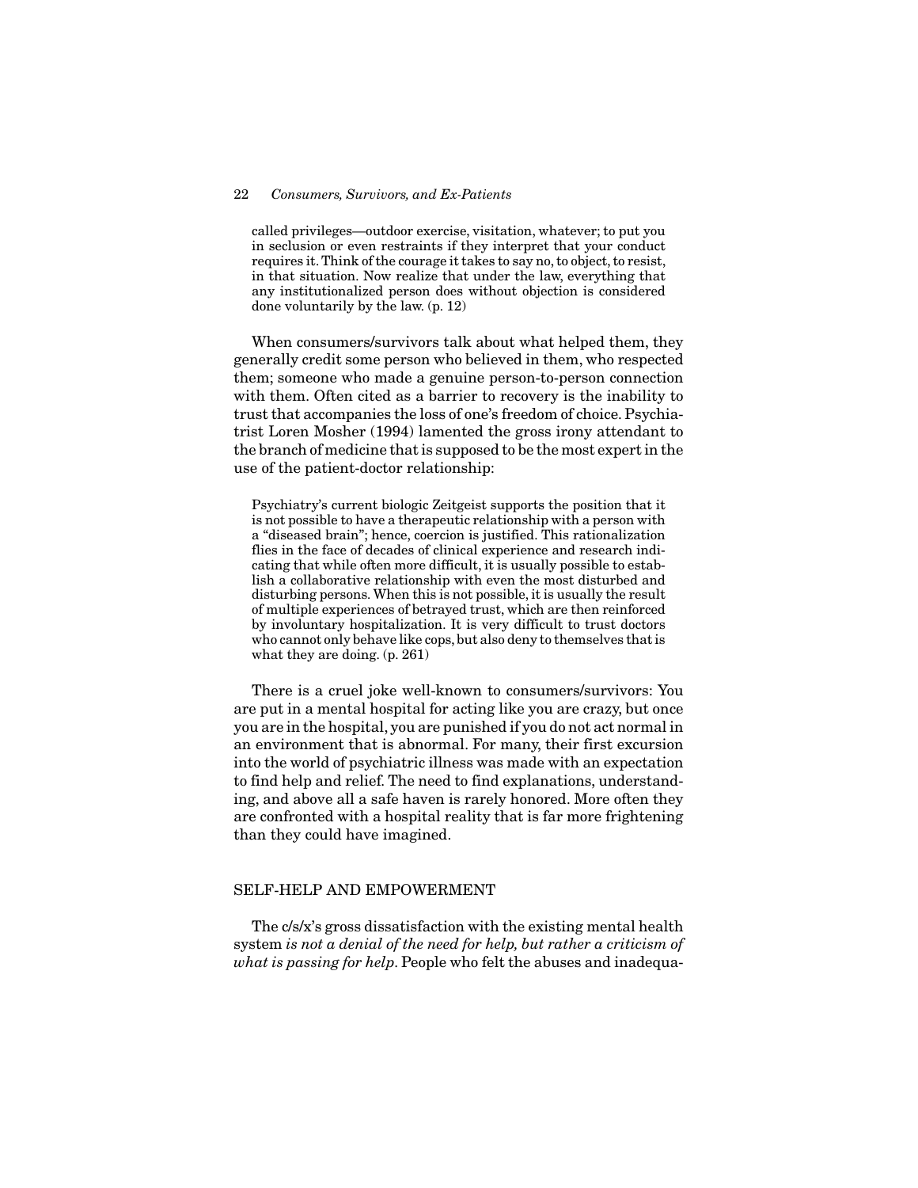> called privileges—outdoor exercise, visitation, whatever; to put you in seclusion or even restraints if they interpret that your conduct requires it. Think of the courage it takes to say no, to object, to resist, in that situation. Now realize that under the law, everything that any institutionalized person does without objection is considered done voluntarily by the law. (p. 12)

When consumers/survivors talk about what helped them, they generally credit some person who believed in them, who respected them; someone who made a genuine person-to-person connection with them. Often cited as a barrier to recovery is the inability to trust that accompanies the loss of one's freedom of choice. Psychiatrist Loren Mosher (1994) lamented the gross irony attendant to the branch of medicine that is supposed to be the most expert in the use of the patient-doctor relationship:

> Psychiatry's current biologic Zeitgeist supports the position that it is not possible to have a therapeutic relationship with a person with a "diseased brain"; hence, coercion is justified. This rationalization flies in the face of decades of clinical experience and research indicating that while often more difficult, it is usually possible to establish a collaborative relationship with even the most disturbed and disturbing persons. When this is not possible, it is usually the result of multiple experiences of betrayed trust, which are then reinforced by involuntary hospitalization. It is very difficult to trust doctors who cannot only behave like cops, but also deny to themselves that is what they are doing. (p. 261)

There is a cruel joke well-known to consumers/survivors: You are put in a mental hospital for acting like you are crazy, but once you are in the hospital, you are punished if you do not act normal in an environment that is abnormal. For many, their first excursion into the world of psychiatric illness was made with an expectation to find help and relief. The need to find explanations, understanding, and above all a safe haven is rarely honored. More often they are confronted with a hospital reality that is far more frightening than they could have imagined.

## SELF-HELP AND EMPOWERMENT

The c/s/x's gross dissatisfaction with the existing mental health system *is not a denial of the need for help, but rather a criticism of what is passing for help*. People who felt the abuses and inadequa-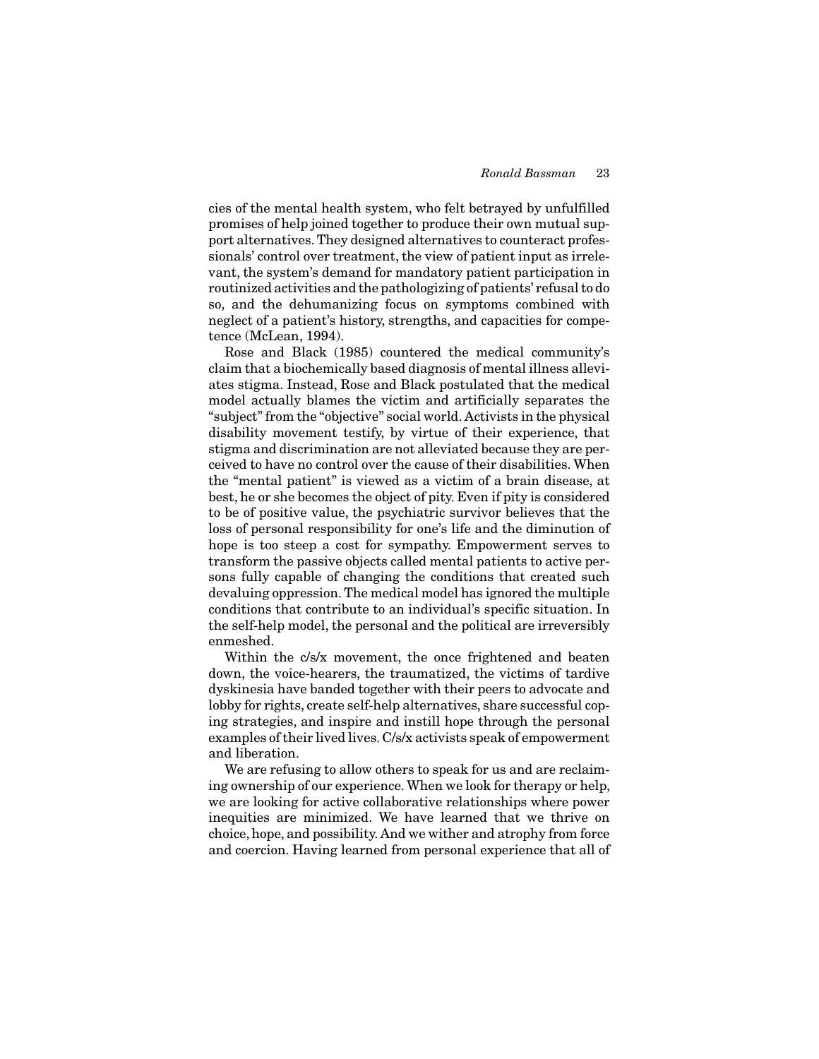cies of the mental health system, who felt betrayed by unfulfilled promises of help joined together to produce their own mutual support alternatives. They designed alternatives to counteract professionals' control over treatment, the view of patient input as irrelevant, the system's demand for mandatory patient participation in routinized activities and the pathologizing of patients' refusal to do so, and the dehumanizing focus on symptoms combined with neglect of a patient's history, strengths, and capacities for competence (McLean, 1994).

Rose and Black (1985) countered the medical community's claim that a biochemically based diagnosis of mental illness alleviates stigma. Instead, Rose and Black postulated that the medical model actually blames the victim and artificially separates the "subject" from the "objective" social world. Activists in the physical disability movement testify, by virtue of their experience, that stigma and discrimination are not alleviated because they are perceived to have no control over the cause of their disabilities. When the "mental patient" is viewed as a victim of a brain disease, at best, he or she becomes the object of pity. Even if pity is considered to be of positive value, the psychiatric survivor believes that the loss of personal responsibility for one's life and the diminution of hope is too steep a cost for sympathy. Empowerment serves to transform the passive objects called mental patients to active persons fully capable of changing the conditions that created such devaluing oppression. The medical model has ignored the multiple conditions that contribute to an individual's specific situation. In the self-help model, the personal and the political are irreversibly enmeshed.

Within the c/s/x movement, the once frightened and beaten down, the voice-hearers, the traumatized, the victims of tardive dyskinesia have banded together with their peers to advocate and lobby for rights, create self-help alternatives, share successful coping strategies, and inspire and instill hope through the personal examples of their lived lives. C/s/x activists speak of empowerment and liberation.

We are refusing to allow others to speak for us and are reclaiming ownership of our experience. When we look for therapy or help, we are looking for active collaborative relationships where power inequities are minimized. We have learned that we thrive on choice, hope, and possibility. And we wither and atrophy from force and coercion. Having learned from personal experience that all of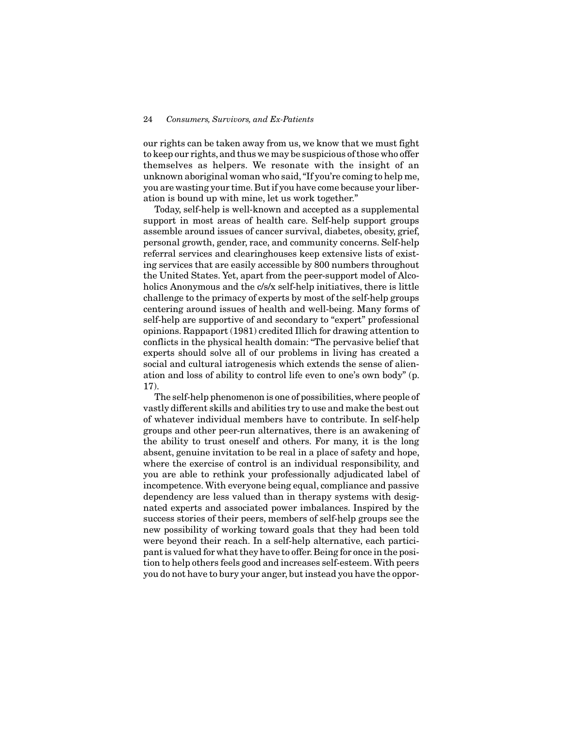our rights can be taken away from us, we know that we must fight to keep our rights, and thus we may be suspicious of those who offer themselves as helpers. We resonate with the insight of an unknown aboriginal woman who said, "If you're coming to help me, you are wasting your time. But if you have come because your liberation is bound up with mine, let us work together."

Today, self-help is well-known and accepted as a supplemental support in most areas of health care. Self-help support groups assemble around issues of cancer survival, diabetes, obesity, grief, personal growth, gender, race, and community concerns. Self-help referral services and clearinghouses keep extensive lists of existing services that are easily accessible by 800 numbers throughout the United States. Yet, apart from the peer-support model of Alcoholics Anonymous and the c/s/x self-help initiatives, there is little challenge to the primacy of experts by most of the self-help groups centering around issues of health and well-being. Many forms of self-help are supportive of and secondary to "expert" professional opinions. Rappaport (1981) credited Illich for drawing attention to conflicts in the physical health domain: "The pervasive belief that experts should solve all of our problems in living has created a social and cultural iatrogenesis which extends the sense of alienation and loss of ability to control life even to one's own body" (p. 17).

The self-help phenomenon is one of possibilities, where people of vastly different skills and abilities try to use and make the best out of whatever individual members have to contribute. In self-help groups and other peer-run alternatives, there is an awakening of the ability to trust oneself and others. For many, it is the long absent, genuine invitation to be real in a place of safety and hope, where the exercise of control is an individual responsibility, and you are able to rethink your professionally adjudicated label of incompetence. With everyone being equal, compliance and passive dependency are less valued than in therapy systems with designated experts and associated power imbalances. Inspired by the success stories of their peers, members of self-help groups see the new possibility of working toward goals that they had been told were beyond their reach. In a self-help alternative, each participant is valued for what they have to offer. Being for once in the position to help others feels good and increases self-esteem. With peers you do not have to bury your anger, but instead you have the oppor-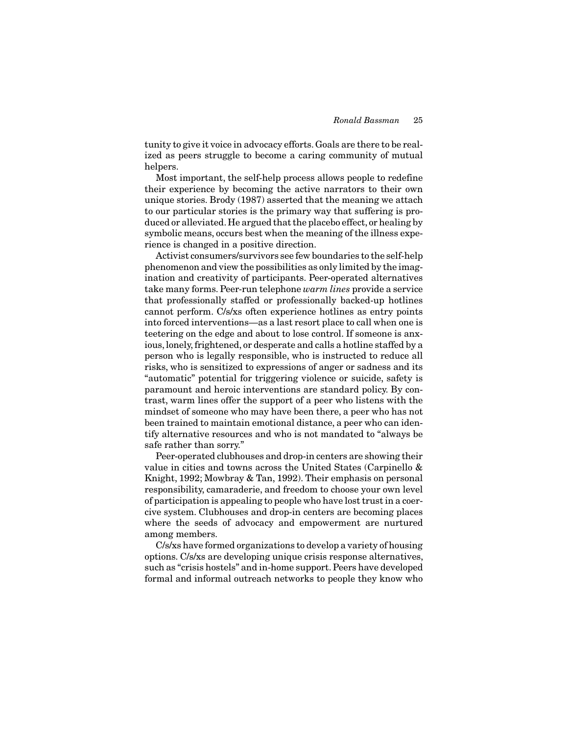tunity to give it voice in advocacy efforts. Goals are there to be realized as peers struggle to become a caring community of mutual helpers.

Most important, the self-help process allows people to redefine their experience by becoming the active narrators to their own unique stories. Brody (1987) asserted that the meaning we attach to our particular stories is the primary way that suffering is produced or alleviated. He argued that the placebo effect, or healing by symbolic means, occurs best when the meaning of the illness experience is changed in a positive direction.

Activist consumers/survivors see few boundaries to the self-help phenomenon and view the possibilities as only limited by the imagination and creativity of participants. Peer-operated alternatives take many forms. Peer-run telephone *warm lines* provide a service that professionally staffed or professionally backed-up hotlines cannot perform. C/s/xs often experience hotlines as entry points into forced interventions—as a last resort place to call when one is teetering on the edge and about to lose control. If someone is anxious, lonely, frightened, or desperate and calls a hotline staffed by a person who is legally responsible, who is instructed to reduce all risks, who is sensitized to expressions of anger or sadness and its "automatic" potential for triggering violence or suicide, safety is paramount and heroic interventions are standard policy. By contrast, warm lines offer the support of a peer who listens with the mindset of someone who may have been there, a peer who has not been trained to maintain emotional distance, a peer who can identify alternative resources and who is not mandated to "always be safe rather than sorry."

Peer-operated clubhouses and drop-in centers are showing their value in cities and towns across the United States (Carpinello & Knight, 1992; Mowbray & Tan, 1992). Their emphasis on personal responsibility, camaraderie, and freedom to choose your own level of participation is appealing to people who have lost trust in a coercive system. Clubhouses and drop-in centers are becoming places where the seeds of advocacy and empowerment are nurtured among members.

C/s/xs have formed organizations to develop a variety of housing options. C/s/xs are developing unique crisis response alternatives, such as "crisis hostels" and in-home support. Peers have developed formal and informal outreach networks to people they know who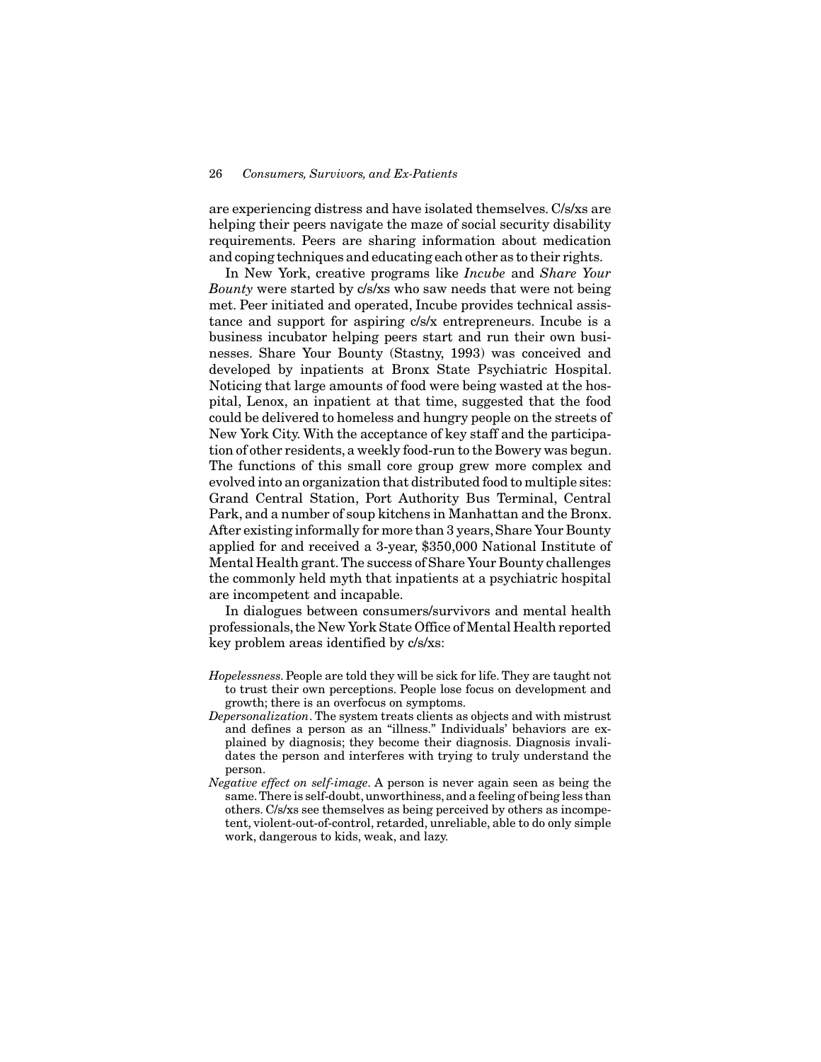are experiencing distress and have isolated themselves. C/s/xs are helping their peers navigate the maze of social security disability requirements. Peers are sharing information about medication and coping techniques and educating each other as to their rights.

In New York, creative programs like *Incube* and *Share Your Bounty* were started by c/s/xs who saw needs that were not being met. Peer initiated and operated, Incube provides technical assistance and support for aspiring c/s/x entrepreneurs. Incube is a business incubator helping peers start and run their own businesses. Share Your Bounty (Stastny, 1993) was conceived and developed by inpatients at Bronx State Psychiatric Hospital. Noticing that large amounts of food were being wasted at the hospital, Lenox, an inpatient at that time, suggested that the food could be delivered to homeless and hungry people on the streets of New York City. With the acceptance of key staff and the participation of other residents, a weekly food-run to the Bowery was begun. The functions of this small core group grew more complex and evolved into an organization that distributed food to multiple sites: Grand Central Station, Port Authority Bus Terminal, Central Park, and a number of soup kitchens in Manhattan and the Bronx. After existing informally for more than 3 years, Share Your Bounty applied for and received a 3-year, $350,000 National Institute of Mental Health grant. The success of Share Your Bounty challenges the commonly held myth that inpatients at a psychiatric hospital are incompetent and incapable.

In dialogues between consumers/survivors and mental health professionals, the New York State Office of Mental Health reported key problem areas identified by c/s/xs:

*Hopelessness*. People are told they will be sick for life. They are taught not to trust their own perceptions. People lose focus on development and growth; there is an overfocus on symptoms.

*Depersonalization*. The system treats clients as objects and with mistrust and defines a person as an "illness." Individuals' behaviors are explained by diagnosis; they become their diagnosis. Diagnosis invalidates the person and interferes with trying to truly understand the person.

*Negative effect on self-image*. A person is never again seen as being the same. There is self-doubt, unworthiness, and a feeling of being less than others. C/s/xs see themselves as being perceived by others as incompetent, violent-out-of-control, retarded, unreliable, able to do only simple work, dangerous to kids, weak, and lazy.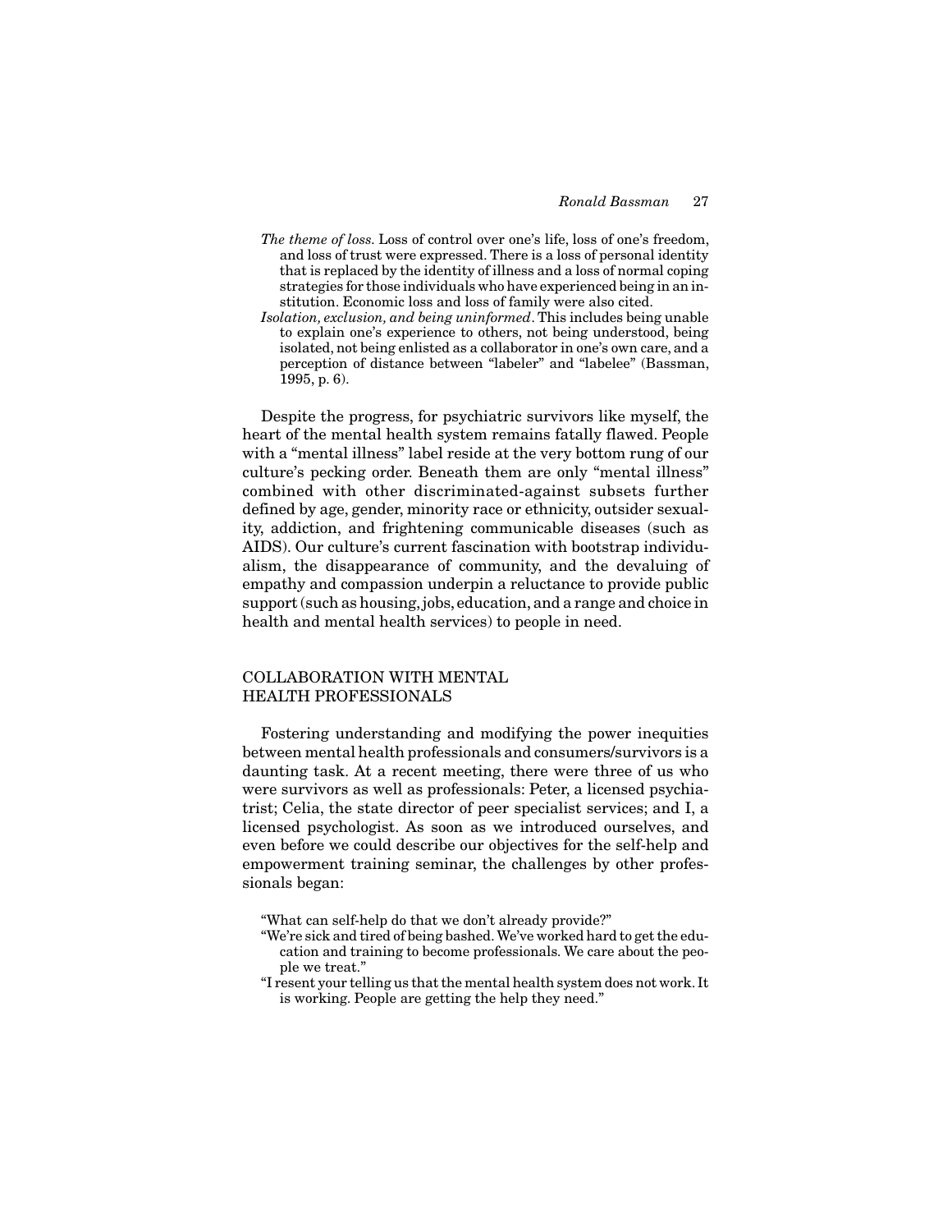*The theme of loss.* Loss of control over one's life, loss of one's freedom, and loss of trust were expressed. There is a loss of personal identity that is replaced by the identity of illness and a loss of normal coping strategies for those individuals who have experienced being in an institution. Economic loss and loss of family were also cited.

*Isolation, exclusion, and being uninformed.* This includes being unable to explain one's experience to others, not being understood, being isolated, not being enlisted as a collaborator in one's own care, and a perception of distance between "labeler" and "labelee" (Bassman, 1995, p. 6).

Despite the progress, for psychiatric survivors like myself, the heart of the mental health system remains fatally flawed. People with a "mental illness" label reside at the very bottom rung of our culture's pecking order. Beneath them are only "mental illness" combined with other discriminated-against subsets further defined by age, gender, minority race or ethnicity, outsider sexuality, addiction, and frightening communicable diseases (such as AIDS). Our culture's current fascination with bootstrap individualism, the disappearance of community, and the devaluing of empathy and compassion underpin a reluctance to provide public support (such as housing, jobs, education, and a range and choice in health and mental health services) to people in need.

## COLLABORATION WITH MENTAL HEALTH PROFESSIONALS

Fostering understanding and modifying the power inequities between mental health professionals and consumers/survivors is a daunting task. At a recent meeting, there were three of us who were survivors as well as professionals: Peter, a licensed psychiatrist; Celia, the state director of peer specialist services; and I, a licensed psychologist. As soon as we introduced ourselves, and even before we could describe our objectives for the self-help and empowerment training seminar, the challenges by other professionals began:

"What can self-help do that we don't already provide?"

"We're sick and tired of being bashed. We've worked hard to get the education and training to become professionals. We care about the people we treat."

"I resent your telling us that the mental health system does not work. It is working. People are getting the help they need."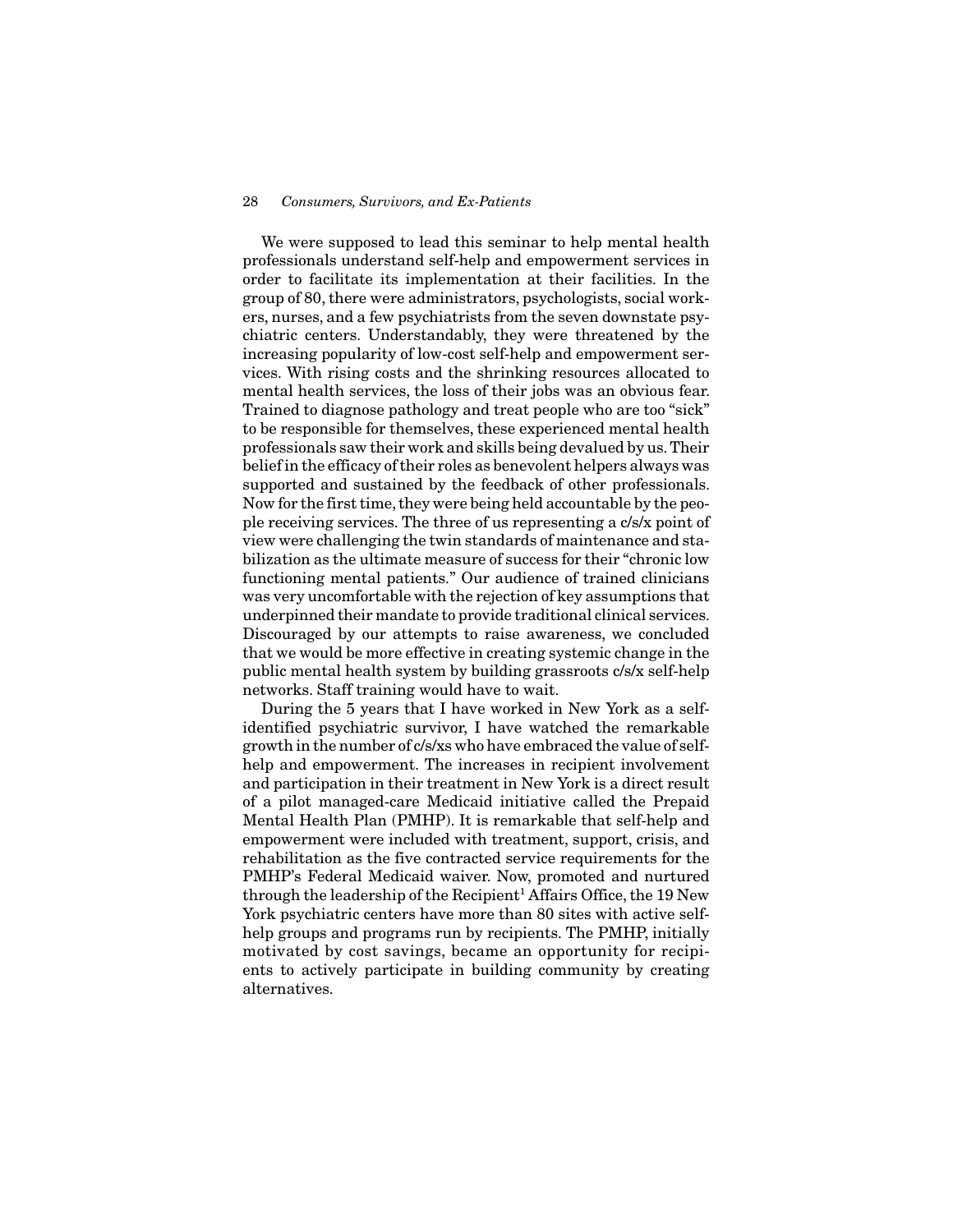We were supposed to lead this seminar to help mental health professionals understand self-help and empowerment services in order to facilitate its implementation at their facilities. In the group of 80, there were administrators, psychologists, social workers, nurses, and a few psychiatrists from the seven downstate psychiatric centers. Understandably, they were threatened by the increasing popularity of low-cost self-help and empowerment services. With rising costs and the shrinking resources allocated to mental health services, the loss of their jobs was an obvious fear. Trained to diagnose pathology and treat people who are too "sick" to be responsible for themselves, these experienced mental health professionals saw their work and skills being devalued by us. Their belief in the efficacy of their roles as benevolent helpers always was supported and sustained by the feedback of other professionals. Now for the first time, they were being held accountable by the people receiving services. The three of us representing a c/s/x point of view were challenging the twin standards of maintenance and stabilization as the ultimate measure of success for their "chronic low functioning mental patients." Our audience of trained clinicians was very uncomfortable with the rejection of key assumptions that underpinned their mandate to provide traditional clinical services. Discouraged by our attempts to raise awareness, we concluded that we would be more effective in creating systemic change in the public mental health system by building grassroots c/s/x self-help networks. Staff training would have to wait.

During the 5 years that I have worked in New York as a self-identified psychiatric survivor, I have watched the remarkable growth in the number of c/s/xs who have embraced the value of self-help and empowerment. The increases in recipient involvement and participation in their treatment in New York is a direct result of a pilot managed-care Medicaid initiative called the Prepaid Mental Health Plan (PMHP). It is remarkable that self-help and empowerment were included with treatment, support, crisis, and rehabilitation as the five contracted service requirements for the PMHP's Federal Medicaid waiver. Now, promoted and nurtured through the leadership of the Recipient[1] Affairs Office, the 19 New York psychiatric centers have more than 80 sites with active self-help groups and programs run by recipients. The PMHP, initially motivated by cost savings, became an opportunity for recipients to actively participate in building community by creating alternatives.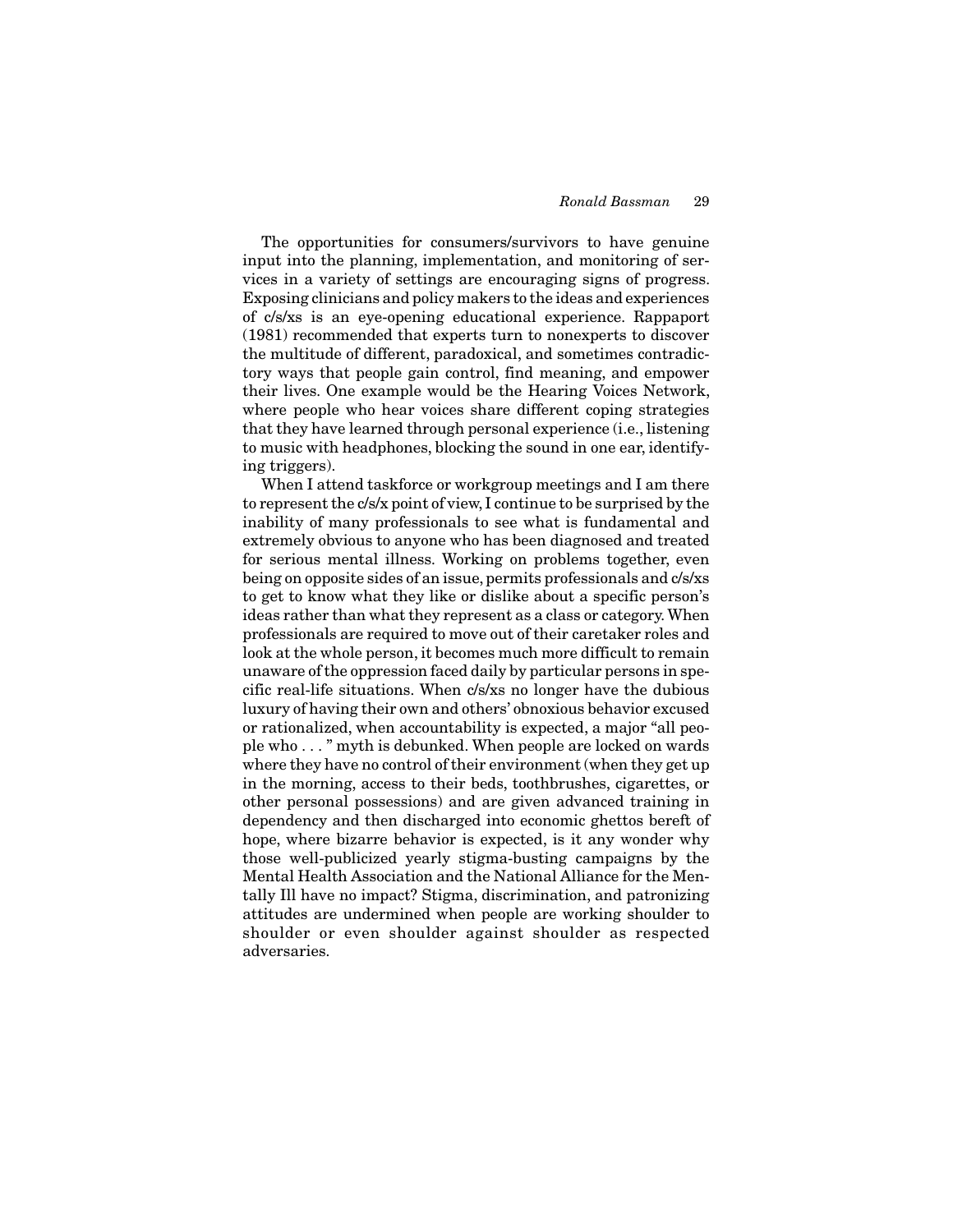The opportunities for consumers/survivors to have genuine input into the planning, implementation, and monitoring of services in a variety of settings are encouraging signs of progress. Exposing clinicians and policy makers to the ideas and experiences of c/s/xs is an eye-opening educational experience. Rappaport (1981) recommended that experts turn to nonexperts to discover the multitude of different, paradoxical, and sometimes contradictory ways that people gain control, find meaning, and empower their lives. One example would be the Hearing Voices Network, where people who hear voices share different coping strategies that they have learned through personal experience (i.e., listening to music with headphones, blocking the sound in one ear, identifying triggers).

When I attend taskforce or workgroup meetings and I am there to represent the c/s/x point of view, I continue to be surprised by the inability of many professionals to see what is fundamental and extremely obvious to anyone who has been diagnosed and treated for serious mental illness. Working on problems together, even being on opposite sides of an issue, permits professionals and c/s/xs to get to know what they like or dislike about a specific person's ideas rather than what they represent as a class or category. When professionals are required to move out of their caretaker roles and look at the whole person, it becomes much more difficult to remain unaware of the oppression faced daily by particular persons in specific real-life situations. When c/s/xs no longer have the dubious luxury of having their own and others' obnoxious behavior excused or rationalized, when accountability is expected, a major "all people who . . . " myth is debunked. When people are locked on wards where they have no control of their environment (when they get up in the morning, access to their beds, toothbrushes, cigarettes, or other personal possessions) and are given advanced training in dependency and then discharged into economic ghettos bereft of hope, where bizarre behavior is expected, is it any wonder why those well-publicized yearly stigma-busting campaigns by the Mental Health Association and the National Alliance for the Mentally Ill have no impact? Stigma, discrimination, and patronizing attitudes are undermined when people are working shoulder to shoulder or even shoulder against shoulder as respected adversaries.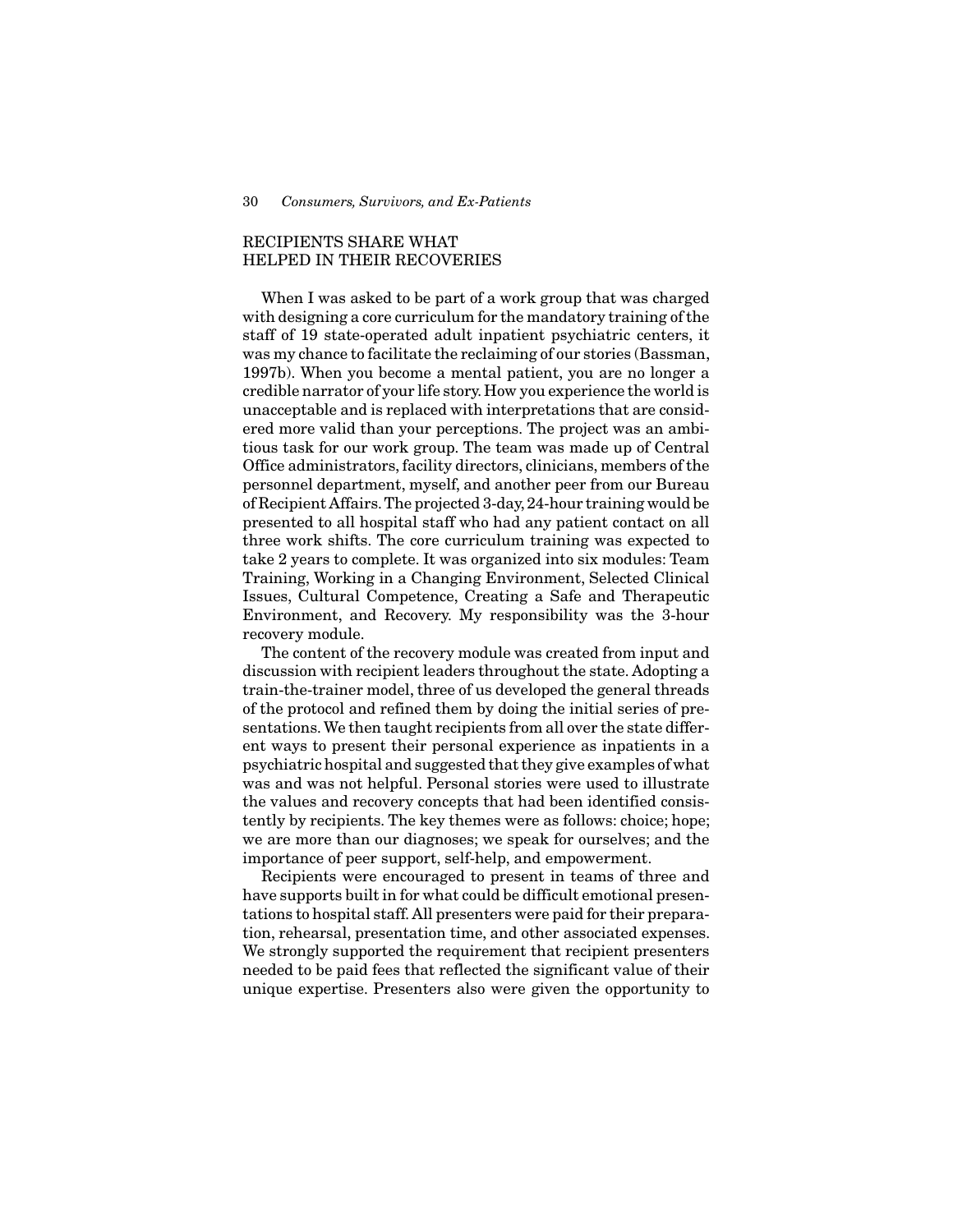## RECIPIENTS SHARE WHAT HELPED IN THEIR RECOVERIES

When I was asked to be part of a work group that was charged with designing a core curriculum for the mandatory training of the staff of 19 state-operated adult inpatient psychiatric centers, it was my chance to facilitate the reclaiming of our stories (Bassman, 1997b). When you become a mental patient, you are no longer a credible narrator of your life story. How you experience the world is unacceptable and is replaced with interpretations that are considered more valid than your perceptions. The project was an ambitious task for our work group. The team was made up of Central Office administrators, facility directors, clinicians, members of the personnel department, myself, and another peer from our Bureau of Recipient Affairs. The projected 3-day, 24-hour training would be presented to all hospital staff who had any patient contact on all three work shifts. The core curriculum training was expected to take 2 years to complete. It was organized into six modules: Team Training, Working in a Changing Environment, Selected Clinical Issues, Cultural Competence, Creating a Safe and Therapeutic Environment, and Recovery. My responsibility was the 3-hour recovery module.

The content of the recovery module was created from input and discussion with recipient leaders throughout the state. Adopting a train-the-trainer model, three of us developed the general threads of the protocol and refined them by doing the initial series of presentations. We then taught recipients from all over the state different ways to present their personal experience as inpatients in a psychiatric hospital and suggested that they give examples of what was and was not helpful. Personal stories were used to illustrate the values and recovery concepts that had been identified consistently by recipients. The key themes were as follows: choice; hope; we are more than our diagnoses; we speak for ourselves; and the importance of peer support, self-help, and empowerment.

Recipients were encouraged to present in teams of three and have supports built in for what could be difficult emotional presentations to hospital staff. All presenters were paid for their preparation, rehearsal, presentation time, and other associated expenses. We strongly supported the requirement that recipient presenters needed to be paid fees that reflected the significant value of their unique expertise. Presenters also were given the opportunity to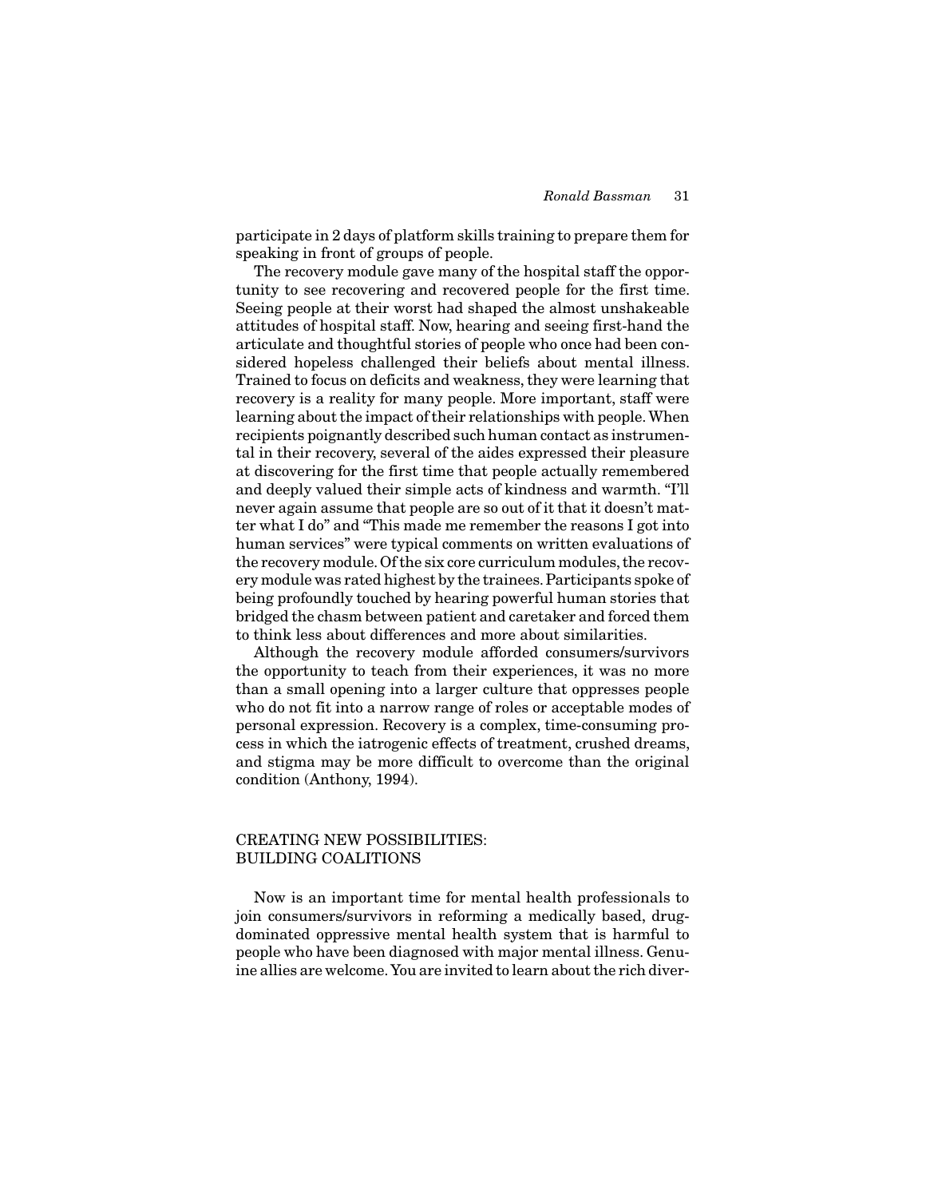participate in 2 days of platform skills training to prepare them for speaking in front of groups of people.

The recovery module gave many of the hospital staff the opportunity to see recovering and recovered people for the first time. Seeing people at their worst had shaped the almost unshakeable attitudes of hospital staff. Now, hearing and seeing first-hand the articulate and thoughtful stories of people who once had been considered hopeless challenged their beliefs about mental illness. Trained to focus on deficits and weakness, they were learning that recovery is a reality for many people. More important, staff were learning about the impact of their relationships with people. When recipients poignantly described such human contact as instrumental in their recovery, several of the aides expressed their pleasure at discovering for the first time that people actually remembered and deeply valued their simple acts of kindness and warmth. "I'll never again assume that people are so out of it that it doesn't matter what I do" and "This made me remember the reasons I got into human services" were typical comments on written evaluations of the recovery module. Of the six core curriculum modules, the recovery module was rated highest by the trainees. Participants spoke of being profoundly touched by hearing powerful human stories that bridged the chasm between patient and caretaker and forced them to think less about differences and more about similarities.

Although the recovery module afforded consumers/survivors the opportunity to teach from their experiences, it was no more than a small opening into a larger culture that oppresses people who do not fit into a narrow range of roles or acceptable modes of personal expression. Recovery is a complex, time-consuming process in which the iatrogenic effects of treatment, crushed dreams, and stigma may be more difficult to overcome than the original condition (Anthony, 1994).

## CREATING NEW POSSIBILITIES: BUILDING COALITIONS

Now is an important time for mental health professionals to join consumers/survivors in reforming a medically based, drug-dominated oppressive mental health system that is harmful to people who have been diagnosed with major mental illness. Genuine allies are welcome. You are invited to learn about the rich diver-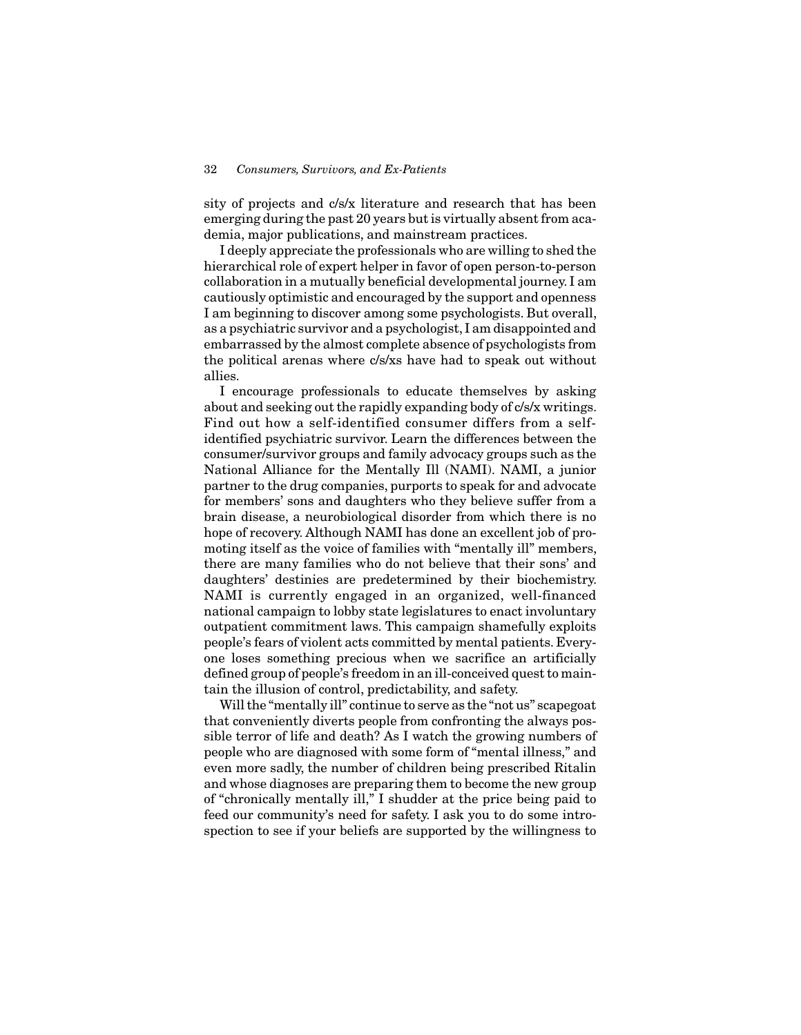sity of projects and c/s/x literature and research that has been emerging during the past 20 years but is virtually absent from academia, major publications, and mainstream practices.

I deeply appreciate the professionals who are willing to shed the hierarchical role of expert helper in favor of open person-to-person collaboration in a mutually beneficial developmental journey. I am cautiously optimistic and encouraged by the support and openness I am beginning to discover among some psychologists. But overall, as a psychiatric survivor and a psychologist, I am disappointed and embarrassed by the almost complete absence of psychologists from the political arenas where c/s/xs have had to speak out without allies.

I encourage professionals to educate themselves by asking about and seeking out the rapidly expanding body of c/s/x writings. Find out how a self-identified consumer differs from a self-identified psychiatric survivor. Learn the differences between the consumer/survivor groups and family advocacy groups such as the National Alliance for the Mentally Ill (NAMI). NAMI, a junior partner to the drug companies, purports to speak for and advocate for members' sons and daughters who they believe suffer from a brain disease, a neurobiological disorder from which there is no hope of recovery. Although NAMI has done an excellent job of promoting itself as the voice of families with "mentally ill" members, there are many families who do not believe that their sons' and daughters' destinies are predetermined by their biochemistry. NAMI is currently engaged in an organized, well-financed national campaign to lobby state legislatures to enact involuntary outpatient commitment laws. This campaign shamefully exploits people's fears of violent acts committed by mental patients. Everyone loses something precious when we sacrifice an artificially defined group of people's freedom in an ill-conceived quest to maintain the illusion of control, predictability, and safety.

Will the "mentally ill" continue to serve as the "not us" scapegoat that conveniently diverts people from confronting the always possible terror of life and death? As I watch the growing numbers of people who are diagnosed with some form of "mental illness," and even more sadly, the number of children being prescribed Ritalin and whose diagnoses are preparing them to become the new group of "chronically mentally ill," I shudder at the price being paid to feed our community's need for safety. I ask you to do some introspection to see if your beliefs are supported by the willingness to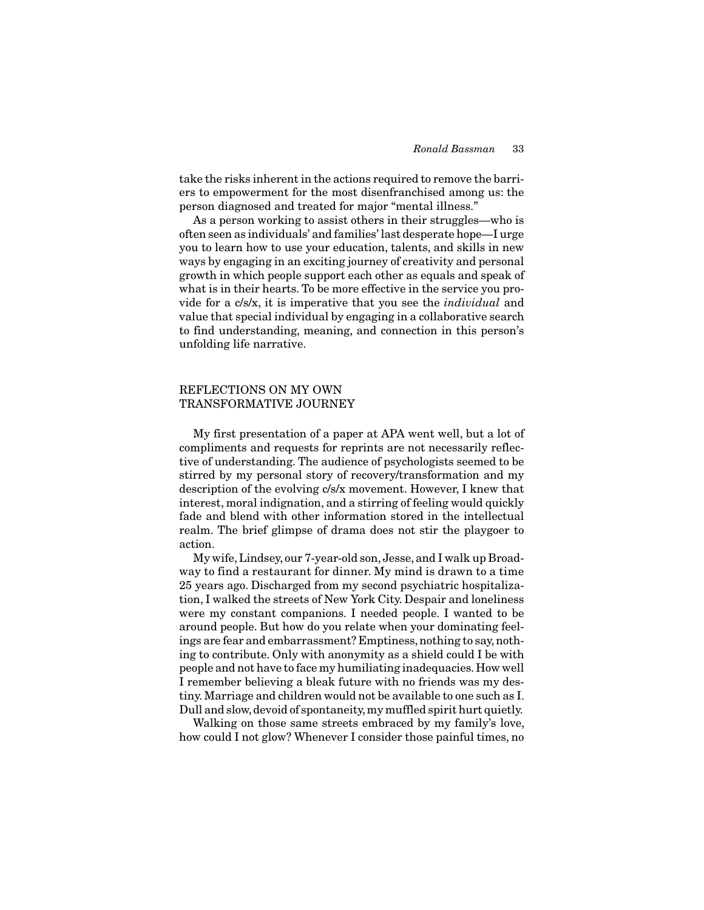take the risks inherent in the actions required to remove the barriers to empowerment for the most disenfranchised among us: the person diagnosed and treated for major "mental illness."

As a person working to assist others in their struggles—who is often seen as individuals' and families' last desperate hope—I urge you to learn how to use your education, talents, and skills in new ways by engaging in an exciting journey of creativity and personal growth in which people support each other as equals and speak of what is in their hearts. To be more effective in the service you provide for a c/s/x, it is imperative that you see the *individual* and value that special individual by engaging in a collaborative search to find understanding, meaning, and connection in this person's unfolding life narrative.

## REFLECTIONS ON MY OWN TRANSFORMATIVE JOURNEY

My first presentation of a paper at APA went well, but a lot of compliments and requests for reprints are not necessarily reflective of understanding. The audience of psychologists seemed to be stirred by my personal story of recovery/transformation and my description of the evolving c/s/x movement. However, I knew that interest, moral indignation, and a stirring of feeling would quickly fade and blend with other information stored in the intellectual realm. The brief glimpse of drama does not stir the playgoer to action.

My wife, Lindsey, our 7-year-old son, Jesse, and I walk up Broadway to find a restaurant for dinner. My mind is drawn to a time 25 years ago. Discharged from my second psychiatric hospitalization, I walked the streets of New York City. Despair and loneliness were my constant companions. I needed people. I wanted to be around people. But how do you relate when your dominating feelings are fear and embarrassment? Emptiness, nothing to say, nothing to contribute. Only with anonymity as a shield could I be with people and not have to face my humiliating inadequacies. How well I remember believing a bleak future with no friends was my destiny. Marriage and children would not be available to one such as I. Dull and slow, devoid of spontaneity, my muffled spirit hurt quietly.

Walking on those same streets embraced by my family's love, how could I not glow? Whenever I consider those painful times, no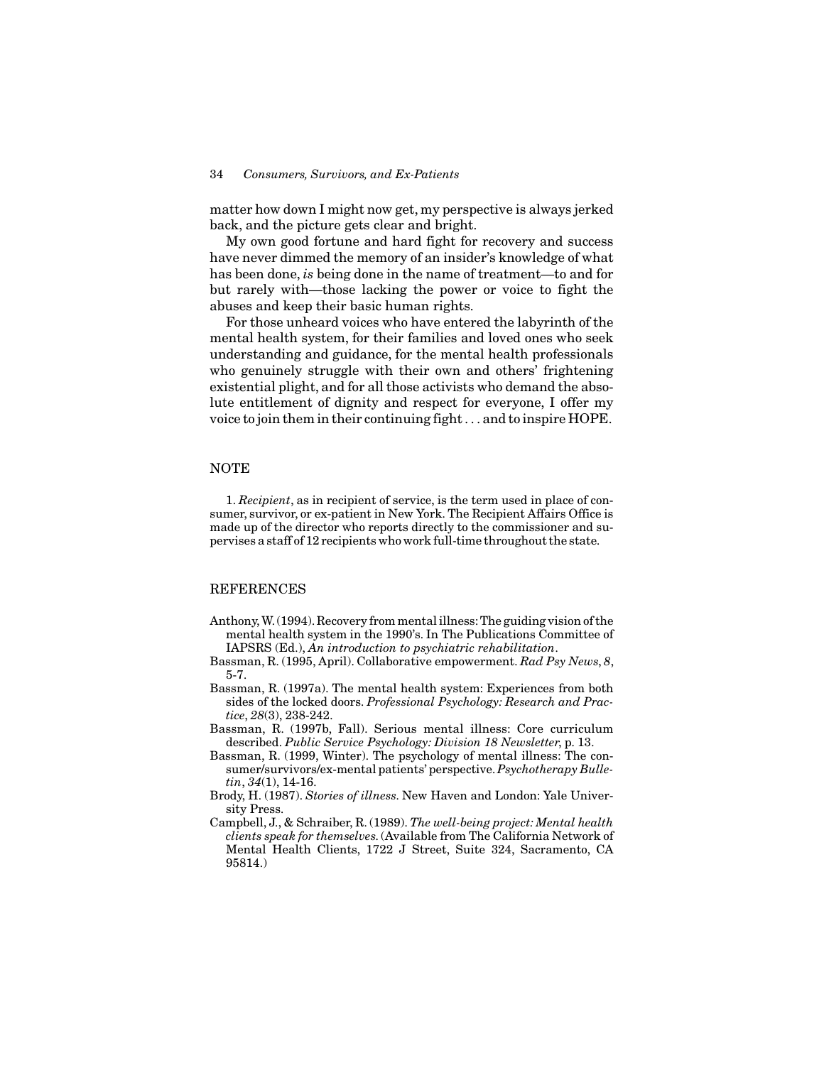matter how down I might now get, my perspective is always jerked back, and the picture gets clear and bright.

My own good fortune and hard fight for recovery and success have never dimmed the memory of an insider's knowledge of what has been done, *is* being done in the name of treatment—to and for but rarely with—those lacking the power or voice to fight the abuses and keep their basic human rights.

For those unheard voices who have entered the labyrinth of the mental health system, for their families and loved ones who seek understanding and guidance, for the mental health professionals who genuinely struggle with their own and others' frightening existential plight, and for all those activists who demand the absolute entitlement of dignity and respect for everyone, I offer my voice to join them in their continuing fight . . . and to inspire HOPE.

## NOTE

1. *Recipient*, as in recipient of service, is the term used in place of consumer, survivor, or ex-patient in New York. The Recipient Affairs Office is made up of the director who reports directly to the commissioner and supervises a staff of 12 recipients who work full-time throughout the state.

## REFERENCES

Anthony, W. (1994). Recovery from mental illness: The guiding vision of the mental health system in the 1990's. In The Publications Committee of IAPSRS (Ed.), *An introduction to psychiatric rehabilitation*.

Bassman, R. (1995, April). Collaborative empowerment. *Rad Psy News*, *8*, 5-7.

Bassman, R. (1997a). The mental health system: Experiences from both sides of the locked doors. *Professional Psychology: Research and Practice*, *28*(3), 238-242.

Bassman, R. (1997b, Fall). Serious mental illness: Core curriculum described. *Public Service Psychology: Division 18 Newsletter*, p. 13.

Bassman, R. (1999, Winter). The psychology of mental illness: The consumer/survivors/ex-mental patients' perspective. *Psychotherapy Bulletin*, *34*(1), 14-16.

Brody, H. (1987). *Stories of illness*. New Haven and London: Yale University Press.

Campbell, J., & Schraiber, R. (1989). *The well-being project: Mental health clients speak for themselves*. (Available from The California Network of Mental Health Clients, 1722 J Street, Suite 324, Sacramento, CA 95814.)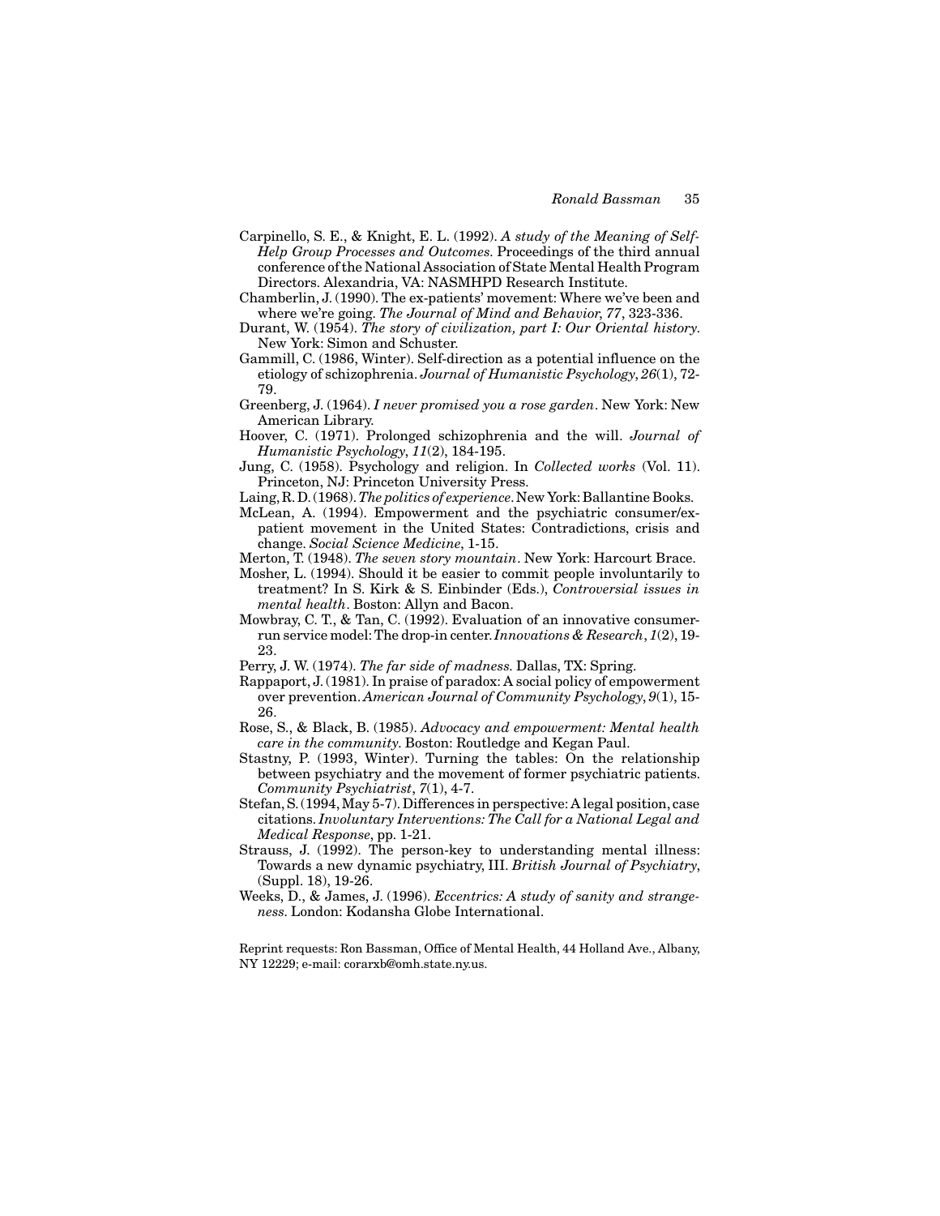Carpinello, S. E., & Knight, E. L. (1992). *A study of the Meaning of Self-Help Group Processes and Outcomes.* Proceedings of the third annual conference of the National Association of State Mental Health Program Directors. Alexandria, VA: NASMHPD Research Institute.

Chamberlin, J. (1990). The ex-patients' movement: Where we've been and where we're going. *The Journal of Mind and Behavior, 77*, 323-336.

Durant, W. (1954). *The story of civilization, part I: Our Oriental history.* New York: Simon and Schuster.

Gammill, C. (1986, Winter). Self-direction as a potential influence on the etiology of schizophrenia. *Journal of Humanistic Psychology, 26*(1), 72-79.

Greenberg, J. (1964). *I never promised you a rose garden*. New York: New American Library.

Hoover, C. (1971). Prolonged schizophrenia and the will. *Journal of Humanistic Psychology, 11*(2), 184-195.

Jung, C. (1958). Psychology and religion. In *Collected works* (Vol. 11). Princeton, NJ: Princeton University Press.

Laing, R. D. (1968). *The politics of experience*. New York: Ballantine Books.

McLean, A. (1994). Empowerment and the psychiatric consumer/ex-patient movement in the United States: Contradictions, crisis and change. *Social Science Medicine*, 1-15.

Merton, T. (1948). *The seven story mountain*. New York: Harcourt Brace.

Mosher, L. (1994). Should it be easier to commit people involuntarily to treatment? In S. Kirk & S. Einbinder (Eds.), *Controversial issues in mental health*. Boston: Allyn and Bacon.

Mowbray, C. T., & Tan, C. (1992). Evaluation of an innovative consumer-run service model: The drop-in center. *Innovations & Research, 1*(2), 19-23.

Perry, J. W. (1974). *The far side of madness.* Dallas, TX: Spring.

Rappaport, J. (1981). In praise of paradox: A social policy of empowerment over prevention. *American Journal of Community Psychology, 9*(1), 15-26.

Rose, S., & Black, B. (1985). *Advocacy and empowerment: Mental health care in the community.* Boston: Routledge and Kegan Paul.

Stastny, P. (1993, Winter). Turning the tables: On the relationship between psychiatry and the movement of former psychiatric patients. *Community Psychiatrist, 7*(1), 4-7.

Stefan, S. (1994, May 5-7). Differences in perspective: A legal position, case citations. *Involuntary Interventions: The Call for a National Legal and Medical Response*, pp. 1-21.

Strauss, J. (1992). The person-key to understanding mental illness: Towards a new dynamic psychiatry, III. *British Journal of Psychiatry*, (Suppl. 18), 19-26.

Weeks, D., & James, J. (1996). *Eccentrics: A study of sanity and strangeness.* London: Kodansha Globe International.

Reprint requests: Ron Bassman, Office of Mental Health, 44 Holland Ave., Albany, NY 12229; e-mail: corarxb@omh.state.ny.us.